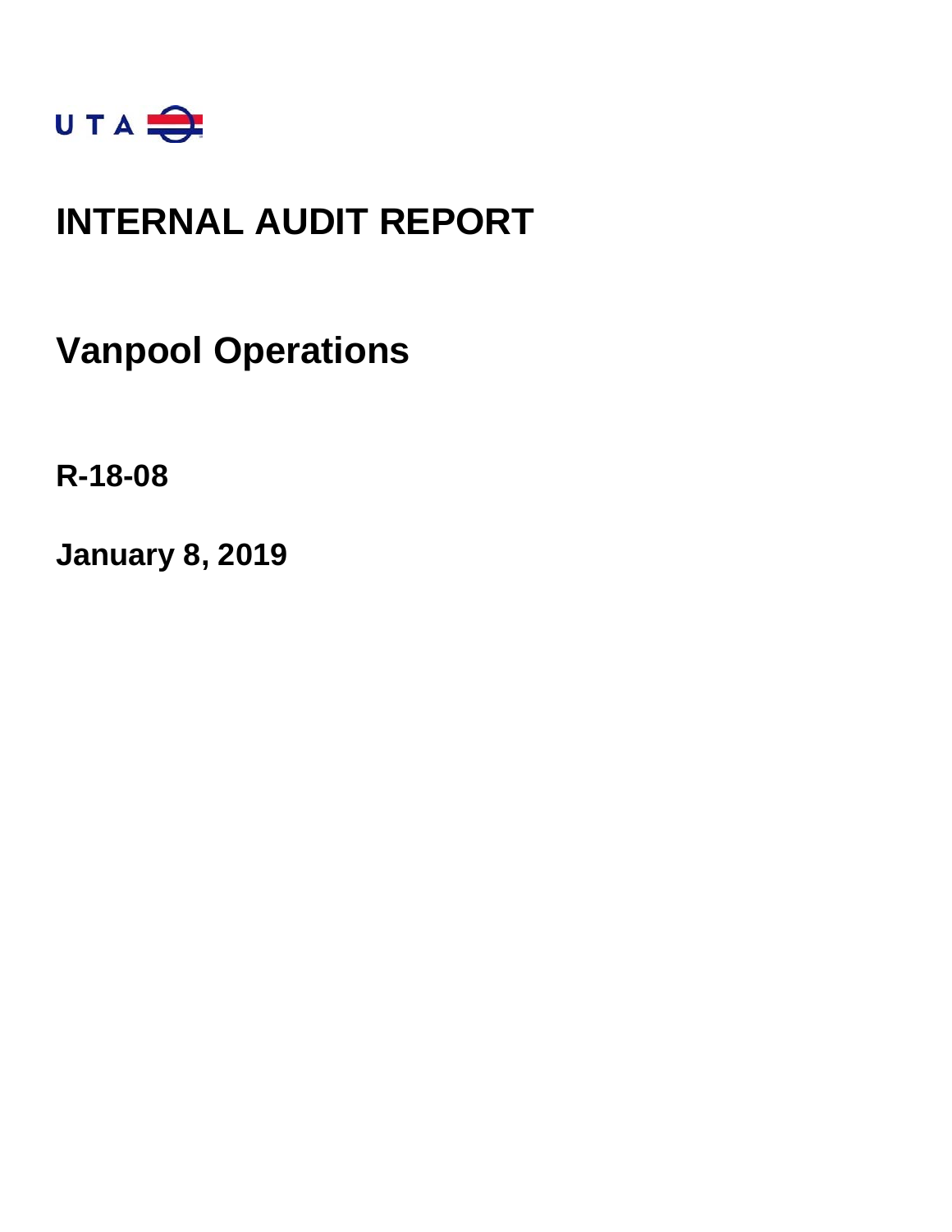UTA

# INTERNAL AUDIT REPORT

## Vanpool Operations

**R-18-08**

**January 8, 2019**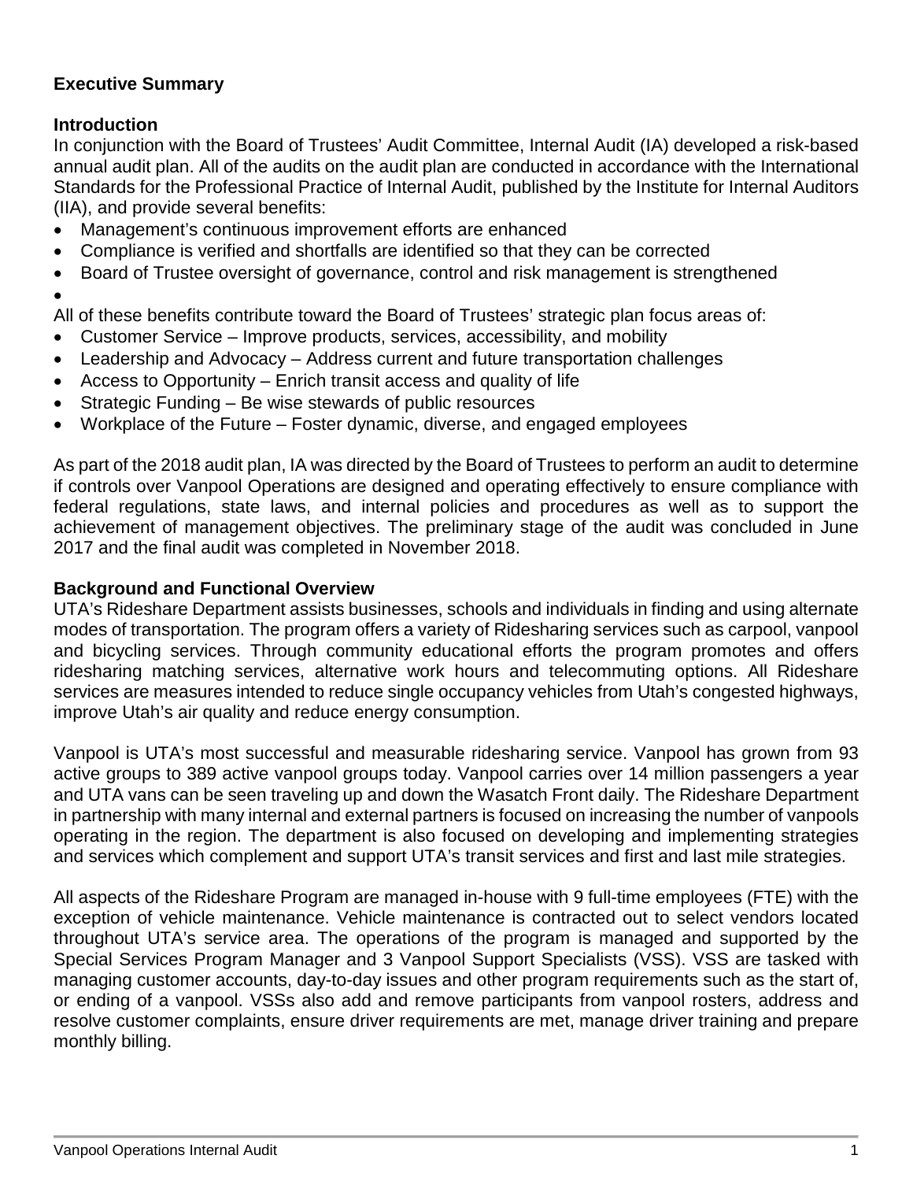## Executive Summary

### Introduction

In conjunction with the Board of Trustees' Audit Committee, Internal Audit (IA) developed a risk-based annual audit plan. All of the audits on the audit plan are conducted in accordance with the International Standards for the Professional Practice of Internal Audit, published by the Institute for Internal Auditors (IIA), and provide several benefits:

- Management's continuous improvement efforts are enhanced
- Compliance is verified and shortfalls are identified so that they can be corrected
- Board of Trustee oversight of governance, control and risk management is strengthened
-

All of these benefits contribute toward the Board of Trustees' strategic plan focus areas of:

- Customer Service – Improve products, services, accessibility, and mobility
- Leadership and Advocacy – Address current and future transportation challenges
- Access to Opportunity – Enrich transit access and quality of life
- Strategic Funding – Be wise stewards of public resources
- Workplace of the Future – Foster dynamic, diverse, and engaged employees

As part of the 2018 audit plan, IA was directed by the Board of Trustees to perform an audit to determine if controls over Vanpool Operations are designed and operating effectively to ensure compliance with federal regulations, state laws, and internal policies and procedures as well as to support the achievement of management objectives. The preliminary stage of the audit was concluded in June 2017 and the final audit was completed in November 2018.

### Background and Functional Overview

UTA's Rideshare Department assists businesses, schools and individuals in finding and using alternate modes of transportation. The program offers a variety of Ridesharing services such as carpool, vanpool and bicycling services. Through community educational efforts the program promotes and offers ridesharing matching services, alternative work hours and telecommuting options. All Rideshare services are measures intended to reduce single occupancy vehicles from Utah's congested highways, improve Utah's air quality and reduce energy consumption.

Vanpool is UTA's most successful and measurable ridesharing service. Vanpool has grown from 93 active groups to 389 active vanpool groups today. Vanpool carries over 14 million passengers a year and UTA vans can be seen traveling up and down the Wasatch Front daily. The Rideshare Department in partnership with many internal and external partners is focused on increasing the number of vanpools operating in the region. The department is also focused on developing and implementing strategies and services which complement and support UTA's transit services and first and last mile strategies.

All aspects of the Rideshare Program are managed in-house with 9 full-time employees (FTE) with the exception of vehicle maintenance. Vehicle maintenance is contracted out to select vendors located throughout UTA's service area. The operations of the program is managed and supported by the Special Services Program Manager and 3 Vanpool Support Specialists (VSS). VSS are tasked with managing customer accounts, day-to-day issues and other program requirements such as the start of, or ending of a vanpool. VSSs also add and remove participants from vanpool rosters, address and resolve customer complaints, ensure driver requirements are met, manage driver training and prepare monthly billing.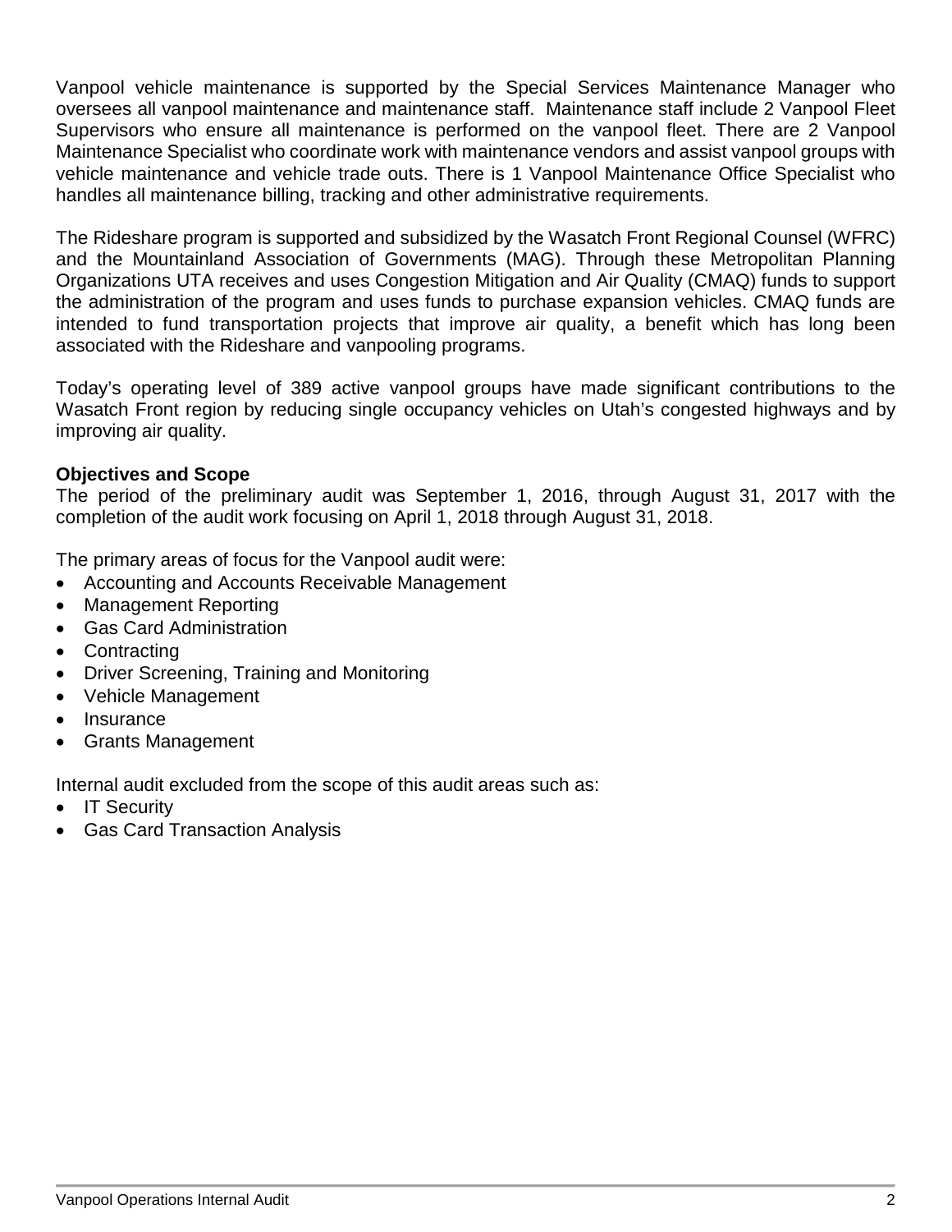Vanpool vehicle maintenance is supported by the Special Services Maintenance Manager who oversees all vanpool maintenance and maintenance staff. Maintenance staff include 2 Vanpool Fleet Supervisors who ensure all maintenance is performed on the vanpool fleet. There are 2 Vanpool Maintenance Specialist who coordinate work with maintenance vendors and assist vanpool groups with vehicle maintenance and vehicle trade outs. There is 1 Vanpool Maintenance Office Specialist who handles all maintenance billing, tracking and other administrative requirements.

The Rideshare program is supported and subsidized by the Wasatch Front Regional Counsel (WFRC) and the Mountainland Association of Governments (MAG). Through these Metropolitan Planning Organizations UTA receives and uses Congestion Mitigation and Air Quality (CMAQ) funds to support the administration of the program and uses funds to purchase expansion vehicles. CMAQ funds are intended to fund transportation projects that improve air quality, a benefit which has long been associated with the Rideshare and vanpooling programs.

Today's operating level of 389 active vanpool groups have made significant contributions to the Wasatch Front region by reducing single occupancy vehicles on Utah's congested highways and by improving air quality.

**Objectives and Scope**

The period of the preliminary audit was September 1, 2016, through August 31, 2017 with the completion of the audit work focusing on April 1, 2018 through August 31, 2018.

The primary areas of focus for the Vanpool audit were:

- Accounting and Accounts Receivable Management
- Management Reporting
- Gas Card Administration
- Contracting
- Driver Screening, Training and Monitoring
- Vehicle Management
- Insurance
- Grants Management

Internal audit excluded from the scope of this audit areas such as:

- IT Security
- Gas Card Transaction Analysis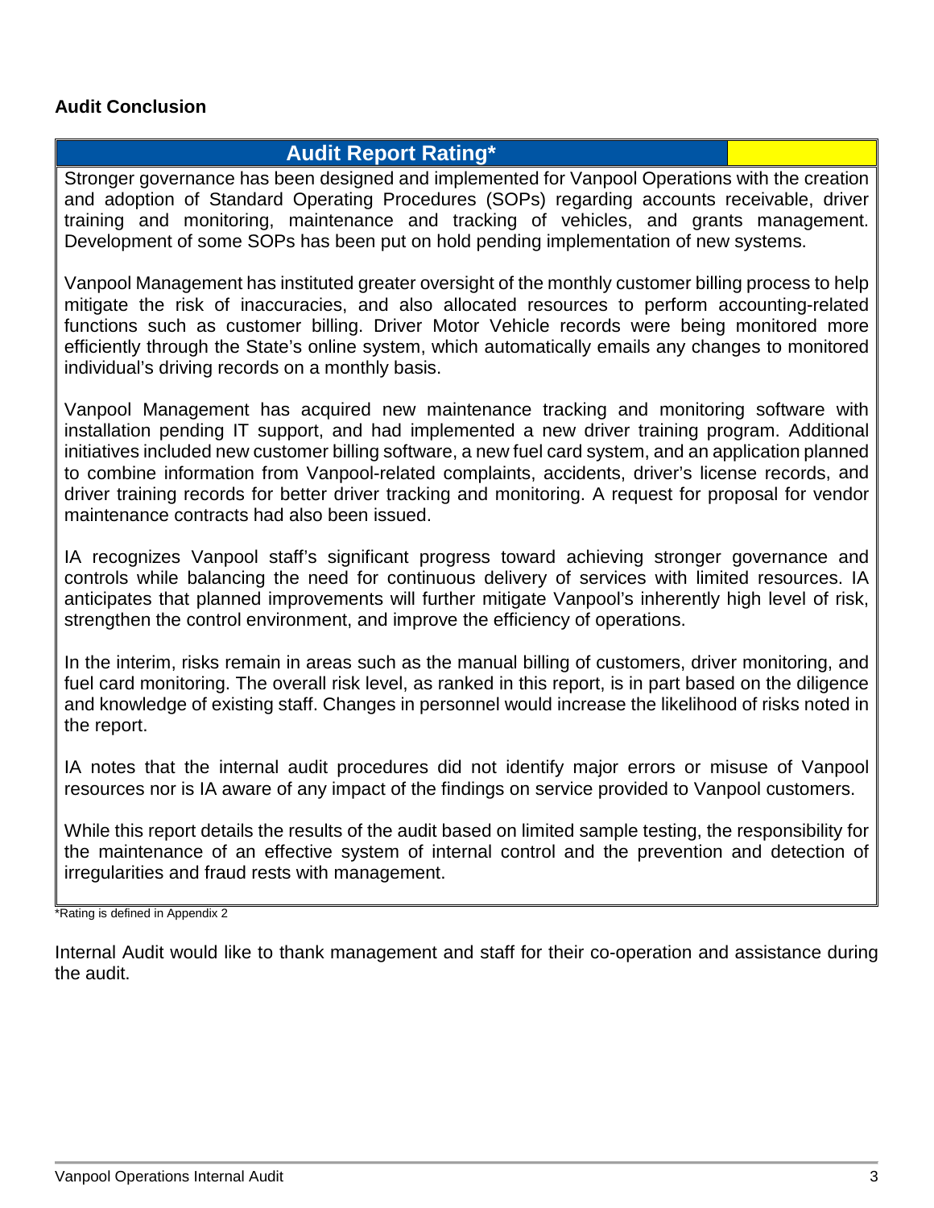## Audit Conclusion

| Audit Report Rating* | |
|---|---|

Stronger governance has been designed and implemented for Vanpool Operations with the creation and adoption of Standard Operating Procedures (SOPs) regarding accounts receivable, driver training and monitoring, maintenance and tracking of vehicles, and grants management. Development of some SOPs has been put on hold pending implementation of new systems.

Vanpool Management has instituted greater oversight of the monthly customer billing process to help mitigate the risk of inaccuracies, and also allocated resources to perform accounting-related functions such as customer billing. Driver Motor Vehicle records were being monitored more efficiently through the State's online system, which automatically emails any changes to monitored individual's driving records on a monthly basis.

Vanpool Management has acquired new maintenance tracking and monitoring software with installation pending IT support, and had implemented a new driver training program. Additional initiatives included new customer billing software, a new fuel card system, and an application planned to combine information from Vanpool-related complaints, accidents, driver's license records, and driver training records for better driver tracking and monitoring. A request for proposal for vendor maintenance contracts had also been issued.

IA recognizes Vanpool staff's significant progress toward achieving stronger governance and controls while balancing the need for continuous delivery of services with limited resources. IA anticipates that planned improvements will further mitigate Vanpool's inherently high level of risk, strengthen the control environment, and improve the efficiency of operations.

In the interim, risks remain in areas such as the manual billing of customers, driver monitoring, and fuel card monitoring. The overall risk level, as ranked in this report, is in part based on the diligence and knowledge of existing staff. Changes in personnel would increase the likelihood of risks noted in the report.

IA notes that the internal audit procedures did not identify major errors or misuse of Vanpool resources nor is IA aware of any impact of the findings on service provided to Vanpool customers.

While this report details the results of the audit based on limited sample testing, the responsibility for the maintenance of an effective system of internal control and the prevention and detection of irregularities and fraud rests with management.

*Rating is defined in Appendix 2

Internal Audit would like to thank management and staff for their co-operation and assistance during the audit.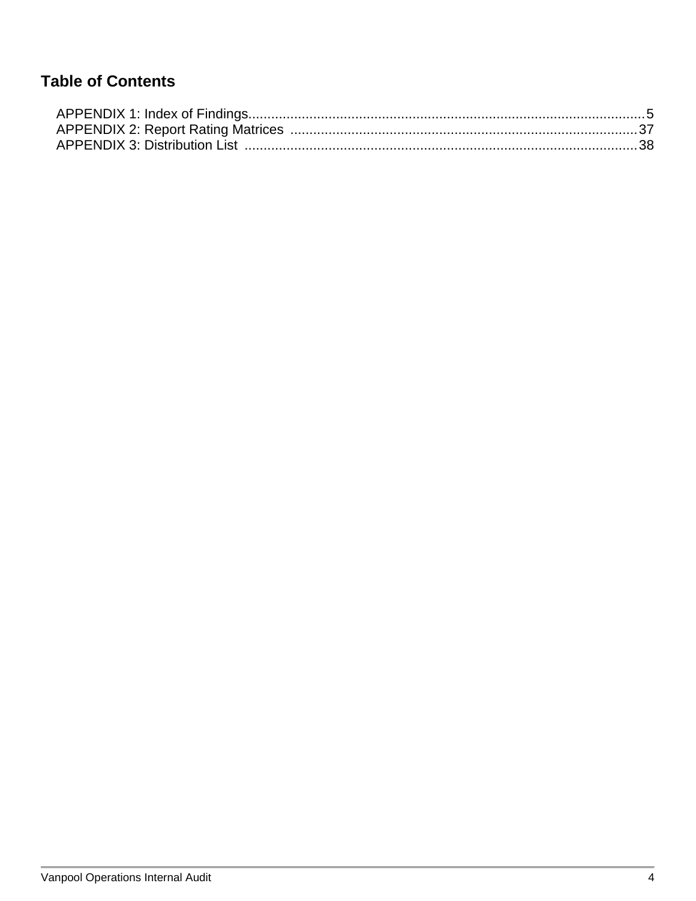## Table of Contents

APPENDIX 1: Index of Findings........................................................................................................5
APPENDIX 2: Report Rating Matrices ...........................................................................................37
APPENDIX 3: Distribution List .......................................................................................................38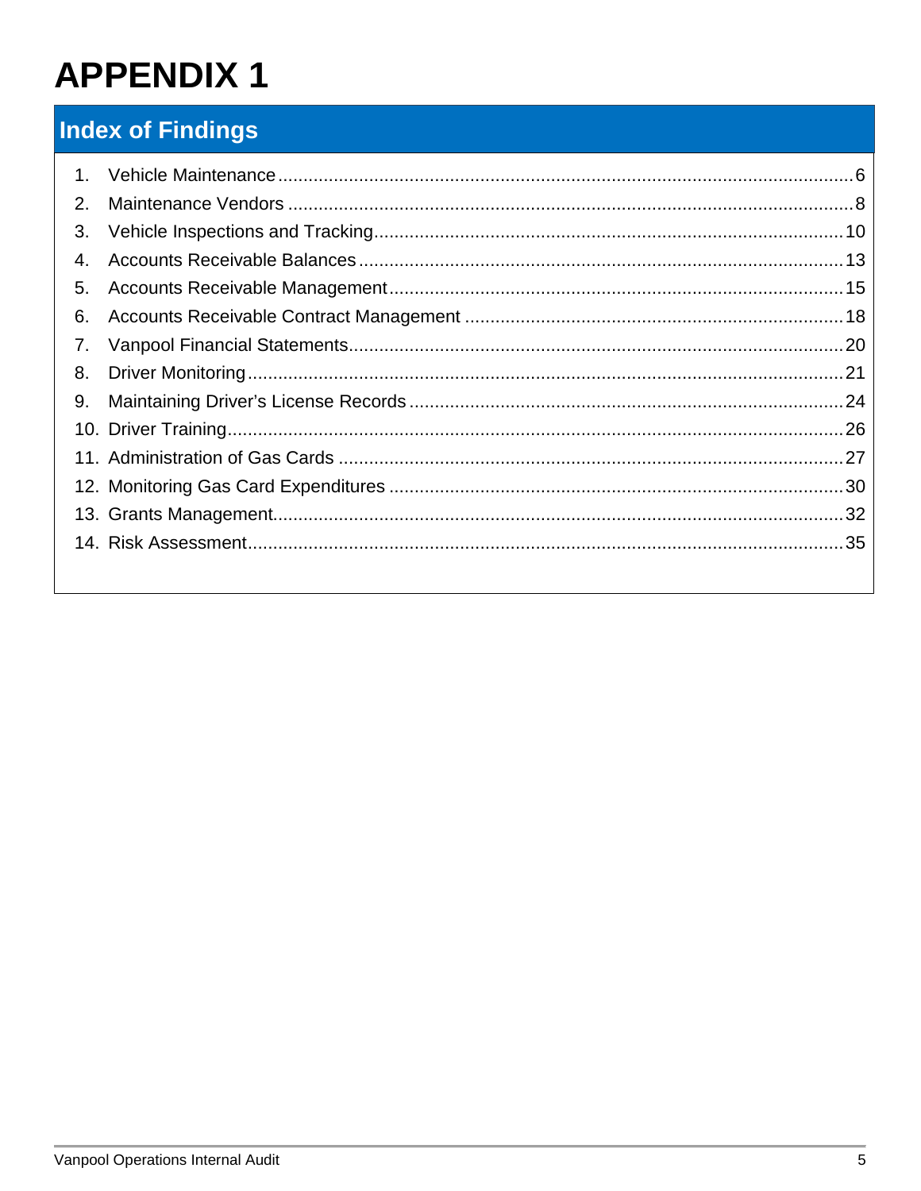# APPENDIX 1

## Index of Findings

1. Vehicle Maintenance .......... 6
2. Maintenance Vendors .......... 8
3. Vehicle Inspections and Tracking .......... 10
4. Accounts Receivable Balances .......... 13
5. Accounts Receivable Management .......... 15
6. Accounts Receivable Contract Management .......... 18
7. Vanpool Financial Statements .......... 20
8. Driver Monitoring .......... 21
9. Maintaining Driver's License Records .......... 24
10. Driver Training .......... 26
11. Administration of Gas Cards .......... 27
12. Monitoring Gas Card Expenditures .......... 30
13. Grants Management .......... 32
14. Risk Assessment .......... 35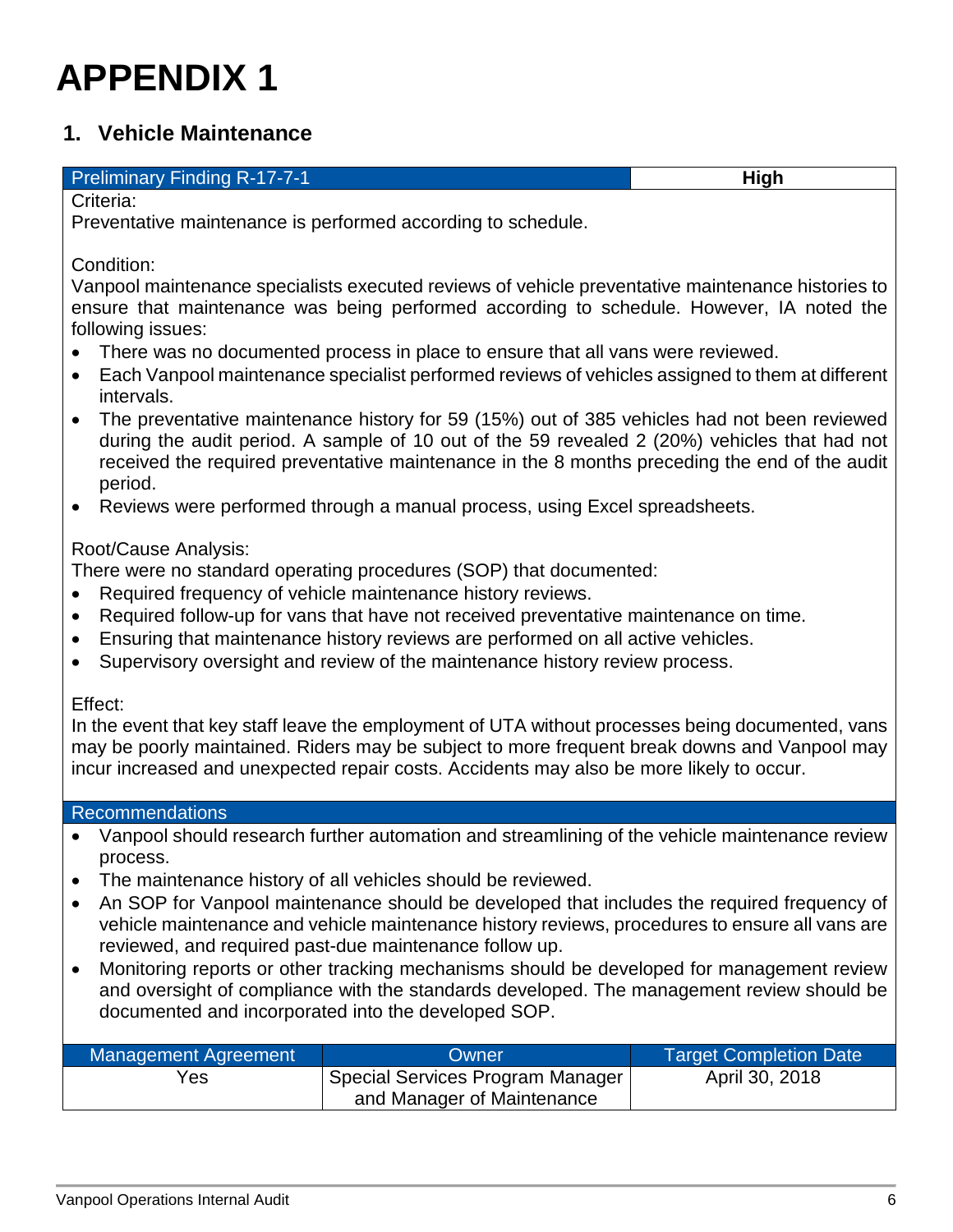# APPENDIX 1

## 1. Vehicle Maintenance

| Preliminary Finding R-17-7-1 | **High** |
|---|---|

Criteria:
Preventative maintenance is performed according to schedule.

Condition:
Vanpool maintenance specialists executed reviews of vehicle preventative maintenance histories to ensure that maintenance was being performed according to schedule. However, IA noted the following issues:

- There was no documented process in place to ensure that all vans were reviewed.
- Each Vanpool maintenance specialist performed reviews of vehicles assigned to them at different intervals.
- The preventative maintenance history for 59 (15%) out of 385 vehicles had not been reviewed during the audit period. A sample of 10 out of the 59 revealed 2 (20%) vehicles that had not received the required preventative maintenance in the 8 months preceding the end of the audit period.
- Reviews were performed through a manual process, using Excel spreadsheets.

Root/Cause Analysis:
There were no standard operating procedures (SOP) that documented:

- Required frequency of vehicle maintenance history reviews.
- Required follow-up for vans that have not received preventative maintenance on time.
- Ensuring that maintenance history reviews are performed on all active vehicles.
- Supervisory oversight and review of the maintenance history review process.

Effect:
In the event that key staff leave the employment of UTA without processes being documented, vans may be poorly maintained. Riders may be subject to more frequent break downs and Vanpool may incur increased and unexpected repair costs. Accidents may also be more likely to occur.

Recommendations

- Vanpool should research further automation and streamlining of the vehicle maintenance review process.
- The maintenance history of all vehicles should be reviewed.
- An SOP for Vanpool maintenance should be developed that includes the required frequency of vehicle maintenance and vehicle maintenance history reviews, procedures to ensure all vans are reviewed, and required past-due maintenance follow up.
- Monitoring reports or other tracking mechanisms should be developed for management review and oversight of compliance with the standards developed. The management review should be documented and incorporated into the developed SOP.

| Management Agreement | Owner | Target Completion Date |
|---|---|---|
| Yes | Special Services Program Manager and Manager of Maintenance | April 30, 2018 |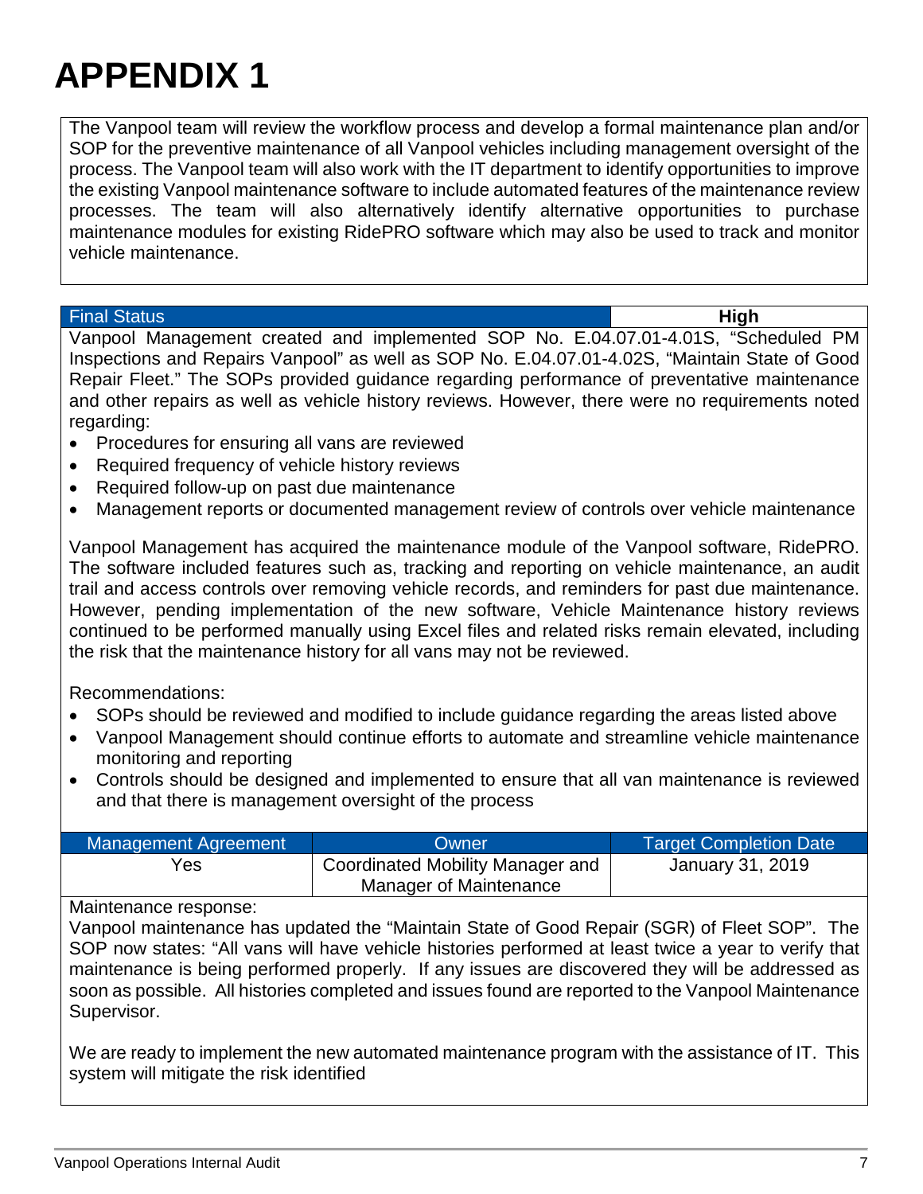# APPENDIX 1

The Vanpool team will review the workflow process and develop a formal maintenance plan and/or SOP for the preventive maintenance of all Vanpool vehicles including management oversight of the process. The Vanpool team will also work with the IT department to identify opportunities to improve the existing Vanpool maintenance software to include automated features of the maintenance review processes. The team will also alternatively identify alternative opportunities to purchase maintenance modules for existing RidePRO software which may also be used to track and monitor vehicle maintenance.

| Final Status | **High** |
| --- | --- |

Vanpool Management created and implemented SOP No. E.04.07.01-4.01S, "Scheduled PM Inspections and Repairs Vanpool" as well as SOP No. E.04.07.01-4.02S, "Maintain State of Good Repair Fleet." The SOPs provided guidance regarding performance of preventative maintenance and other repairs as well as vehicle history reviews. However, there were no requirements noted regarding:

- Procedures for ensuring all vans are reviewed
- Required frequency of vehicle history reviews
- Required follow-up on past due maintenance
- Management reports or documented management review of controls over vehicle maintenance

Vanpool Management has acquired the maintenance module of the Vanpool software, RidePRO. The software included features such as, tracking and reporting on vehicle maintenance, an audit trail and access controls over removing vehicle records, and reminders for past due maintenance. However, pending implementation of the new software, Vehicle Maintenance history reviews continued to be performed manually using Excel files and related risks remain elevated, including the risk that the maintenance history for all vans may not be reviewed.

Recommendations:

- SOPs should be reviewed and modified to include guidance regarding the areas listed above
- Vanpool Management should continue efforts to automate and streamline vehicle maintenance monitoring and reporting
- Controls should be designed and implemented to ensure that all van maintenance is reviewed and that there is management oversight of the process

| Management Agreement | Owner | Target Completion Date |
| --- | --- | --- |
| Yes | Coordinated Mobility Manager and Manager of Maintenance | January 31, 2019 |

Maintenance response:

Vanpool maintenance has updated the "Maintain State of Good Repair (SGR) of Fleet SOP". The SOP now states: "All vans will have vehicle histories performed at least twice a year to verify that maintenance is being performed properly. If any issues are discovered they will be addressed as soon as possible. All histories completed and issues found are reported to the Vanpool Maintenance Supervisor.

We are ready to implement the new automated maintenance program with the assistance of IT. This system will mitigate the risk identified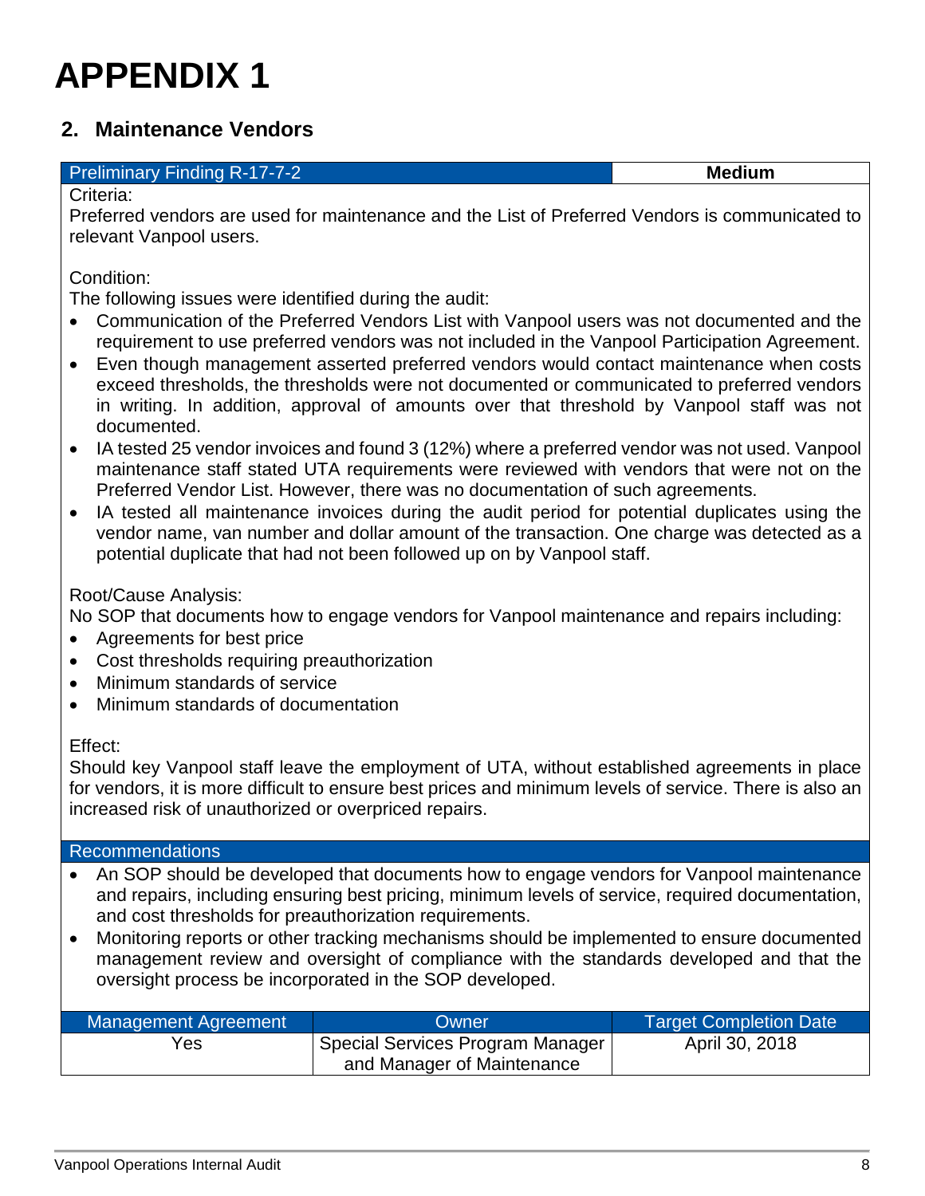# APPENDIX 1

## 2. Maintenance Vendors

| Preliminary Finding R-17-7-2 | **Medium** |
|---|---|

Criteria:

Preferred vendors are used for maintenance and the List of Preferred Vendors is communicated to relevant Vanpool users.

Condition:

The following issues were identified during the audit:

- Communication of the Preferred Vendors List with Vanpool users was not documented and the requirement to use preferred vendors was not included in the Vanpool Participation Agreement.
- Even though management asserted preferred vendors would contact maintenance when costs exceed thresholds, the thresholds were not documented or communicated to preferred vendors in writing. In addition, approval of amounts over that threshold by Vanpool staff was not documented.
- IA tested 25 vendor invoices and found 3 (12%) where a preferred vendor was not used. Vanpool maintenance staff stated UTA requirements were reviewed with vendors that were not on the Preferred Vendor List. However, there was no documentation of such agreements.
- IA tested all maintenance invoices during the audit period for potential duplicates using the vendor name, van number and dollar amount of the transaction. One charge was detected as a potential duplicate that had not been followed up on by Vanpool staff.

Root/Cause Analysis:

No SOP that documents how to engage vendors for Vanpool maintenance and repairs including:

- Agreements for best price
- Cost thresholds requiring preauthorization
- Minimum standards of service
- Minimum standards of documentation

Effect:

Should key Vanpool staff leave the employment of UTA, without established agreements in place for vendors, it is more difficult to ensure best prices and minimum levels of service. There is also an increased risk of unauthorized or overpriced repairs.

**Recommendations**

- An SOP should be developed that documents how to engage vendors for Vanpool maintenance and repairs, including ensuring best pricing, minimum levels of service, required documentation, and cost thresholds for preauthorization requirements.
- Monitoring reports or other tracking mechanisms should be implemented to ensure documented management review and oversight of compliance with the standards developed and that the oversight process be incorporated in the SOP developed.

| Management Agreement | Owner | Target Completion Date |
|---|---|---|
| Yes | Special Services Program Manager and Manager of Maintenance | April 30, 2018 |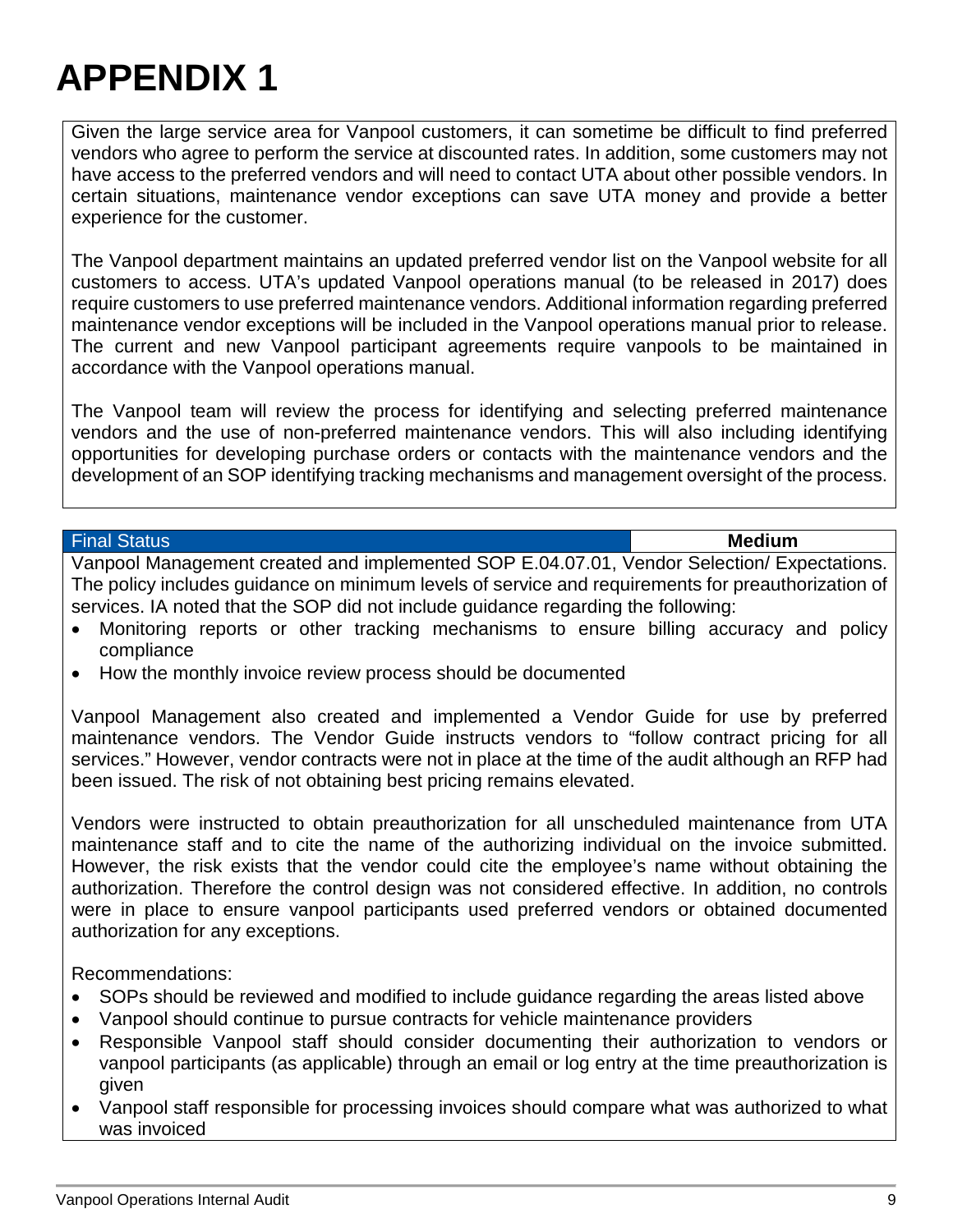# APPENDIX 1

Given the large service area for Vanpool customers, it can sometime be difficult to find preferred vendors who agree to perform the service at discounted rates. In addition, some customers may not have access to the preferred vendors and will need to contact UTA about other possible vendors. In certain situations, maintenance vendor exceptions can save UTA money and provide a better experience for the customer.

The Vanpool department maintains an updated preferred vendor list on the Vanpool website for all customers to access. UTA's updated Vanpool operations manual (to be released in 2017) does require customers to use preferred maintenance vendors. Additional information regarding preferred maintenance vendor exceptions will be included in the Vanpool operations manual prior to release. The current and new Vanpool participant agreements require vanpools to be maintained in accordance with the Vanpool operations manual.

The Vanpool team will review the process for identifying and selecting preferred maintenance vendors and the use of non-preferred maintenance vendors. This will also including identifying opportunities for developing purchase orders or contacts with the maintenance vendors and the development of an SOP identifying tracking mechanisms and management oversight of the process.

| Final Status | **Medium** |
|---|---|

Vanpool Management created and implemented SOP E.04.07.01, Vendor Selection/ Expectations. The policy includes guidance on minimum levels of service and requirements for preauthorization of services. IA noted that the SOP did not include guidance regarding the following:

- Monitoring reports or other tracking mechanisms to ensure billing accuracy and policy compliance
- How the monthly invoice review process should be documented

Vanpool Management also created and implemented a Vendor Guide for use by preferred maintenance vendors. The Vendor Guide instructs vendors to "follow contract pricing for all services." However, vendor contracts were not in place at the time of the audit although an RFP had been issued. The risk of not obtaining best pricing remains elevated.

Vendors were instructed to obtain preauthorization for all unscheduled maintenance from UTA maintenance staff and to cite the name of the authorizing individual on the invoice submitted. However, the risk exists that the vendor could cite the employee's name without obtaining the authorization. Therefore the control design was not considered effective. In addition, no controls were in place to ensure vanpool participants used preferred vendors or obtained documented authorization for any exceptions.

Recommendations:

- SOPs should be reviewed and modified to include guidance regarding the areas listed above
- Vanpool should continue to pursue contracts for vehicle maintenance providers
- Responsible Vanpool staff should consider documenting their authorization to vendors or vanpool participants (as applicable) through an email or log entry at the time preauthorization is given
- Vanpool staff responsible for processing invoices should compare what was authorized to what was invoiced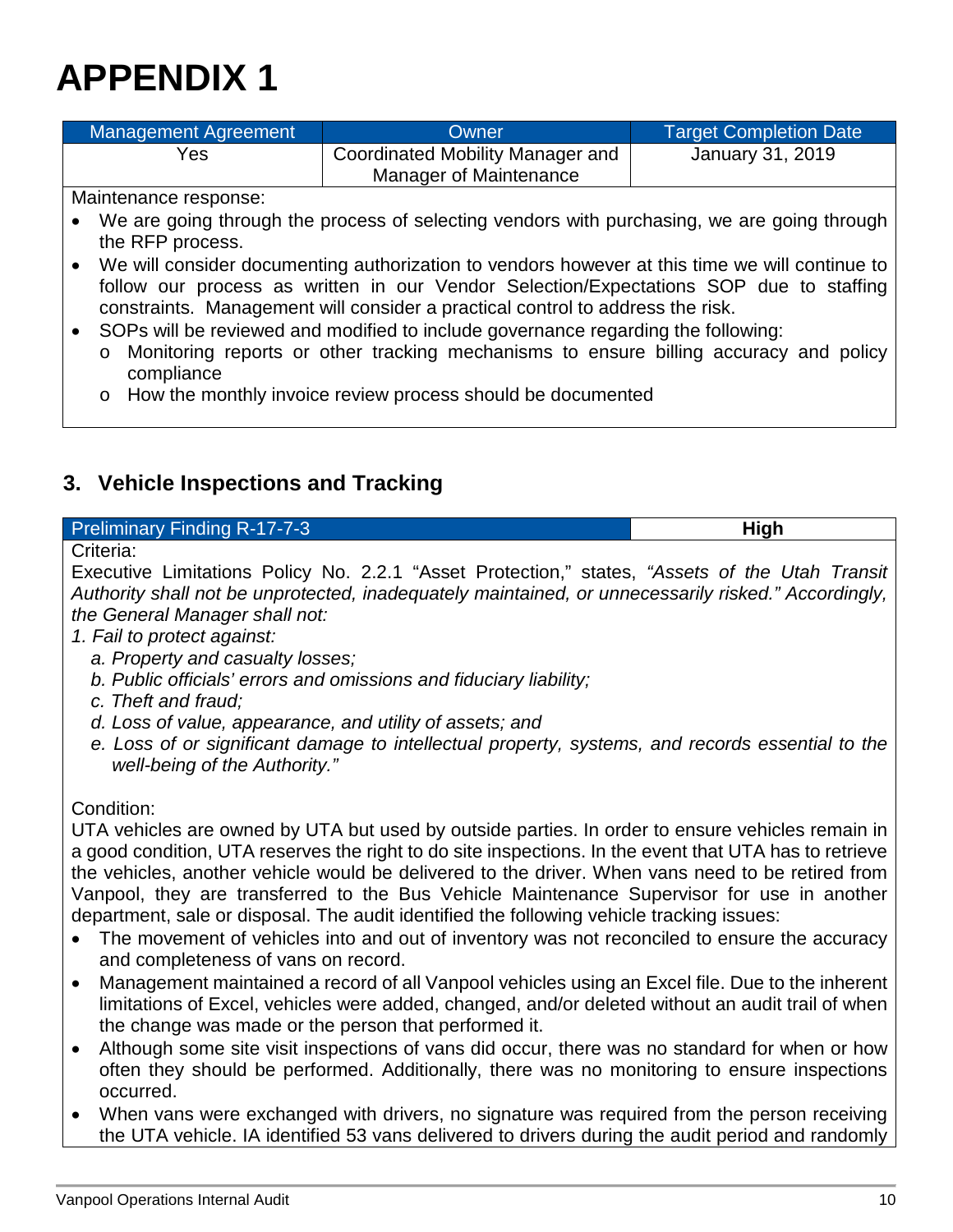# APPENDIX 1

| Management Agreement | Owner | Target Completion Date |
| --- | --- | --- |
| Yes | Coordinated Mobility Manager and Manager of Maintenance | January 31, 2019 |

Maintenance response:

- We are going through the process of selecting vendors with purchasing, we are going through the RFP process.
- We will consider documenting authorization to vendors however at this time we will continue to follow our process as written in our Vendor Selection/Expectations SOP due to staffing constraints. Management will consider a practical control to address the risk.
- SOPs will be reviewed and modified to include governance regarding the following:
  - Monitoring reports or other tracking mechanisms to ensure billing accuracy and policy compliance
  - How the monthly invoice review process should be documented

## 3. Vehicle Inspections and Tracking

| Preliminary Finding R-17-7-3 | High |
| --- | --- |

Criteria:

Executive Limitations Policy No. 2.2.1 "Asset Protection," states, *"Assets of the Utah Transit Authority shall not be unprotected, inadequately maintained, or unnecessarily risked." Accordingly, the General Manager shall not:*

*1. Fail to protect against:*

*a. Property and casualty losses;*

*b. Public officials' errors and omissions and fiduciary liability;*

*c. Theft and fraud;*

*d. Loss of value, appearance, and utility of assets; and*

*e. Loss of or significant damage to intellectual property, systems, and records essential to the well-being of the Authority."*

Condition:

UTA vehicles are owned by UTA but used by outside parties. In order to ensure vehicles remain in a good condition, UTA reserves the right to do site inspections. In the event that UTA has to retrieve the vehicles, another vehicle would be delivered to the driver. When vans need to be retired from Vanpool, they are transferred to the Bus Vehicle Maintenance Supervisor for use in another department, sale or disposal. The audit identified the following vehicle tracking issues:

- The movement of vehicles into and out of inventory was not reconciled to ensure the accuracy and completeness of vans on record.
- Management maintained a record of all Vanpool vehicles using an Excel file. Due to the inherent limitations of Excel, vehicles were added, changed, and/or deleted without an audit trail of when the change was made or the person that performed it.
- Although some site visit inspections of vans did occur, there was no standard for when or how often they should be performed. Additionally, there was no monitoring to ensure inspections occurred.
- When vans were exchanged with drivers, no signature was required from the person receiving the UTA vehicle. IA identified 53 vans delivered to drivers during the audit period and randomly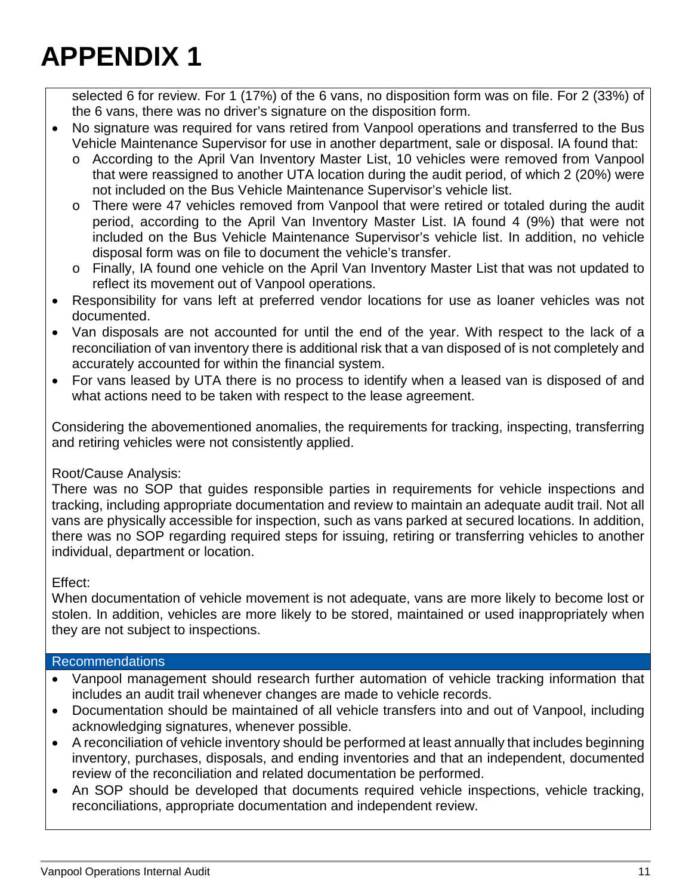# APPENDIX 1

selected 6 for review. For 1 (17%) of the 6 vans, no disposition form was on file. For 2 (33%) of the 6 vans, there was no driver's signature on the disposition form.

- No signature was required for vans retired from Vanpool operations and transferred to the Bus Vehicle Maintenance Supervisor for use in another department, sale or disposal. IA found that:
  - According to the April Van Inventory Master List, 10 vehicles were removed from Vanpool that were reassigned to another UTA location during the audit period, of which 2 (20%) were not included on the Bus Vehicle Maintenance Supervisor's vehicle list.
  - There were 47 vehicles removed from Vanpool that were retired or totaled during the audit period, according to the April Van Inventory Master List. IA found 4 (9%) that were not included on the Bus Vehicle Maintenance Supervisor's vehicle list. In addition, no vehicle disposal form was on file to document the vehicle's transfer.
  - Finally, IA found one vehicle on the April Van Inventory Master List that was not updated to reflect its movement out of Vanpool operations.
- Responsibility for vans left at preferred vendor locations for use as loaner vehicles was not documented.
- Van disposals are not accounted for until the end of the year. With respect to the lack of a reconciliation of van inventory there is additional risk that a van disposed of is not completely and accurately accounted for within the financial system.
- For vans leased by UTA there is no process to identify when a leased van is disposed of and what actions need to be taken with respect to the lease agreement.

Considering the abovementioned anomalies, the requirements for tracking, inspecting, transferring and retiring vehicles were not consistently applied.

Root/Cause Analysis:
There was no SOP that guides responsible parties in requirements for vehicle inspections and tracking, including appropriate documentation and review to maintain an adequate audit trail. Not all vans are physically accessible for inspection, such as vans parked at secured locations. In addition, there was no SOP regarding required steps for issuing, retiring or transferring vehicles to another individual, department or location.

Effect:
When documentation of vehicle movement is not adequate, vans are more likely to become lost or stolen. In addition, vehicles are more likely to be stored, maintained or used inappropriately when they are not subject to inspections.

**Recommendations**

- Vanpool management should research further automation of vehicle tracking information that includes an audit trail whenever changes are made to vehicle records.
- Documentation should be maintained of all vehicle transfers into and out of Vanpool, including acknowledging signatures, whenever possible.
- A reconciliation of vehicle inventory should be performed at least annually that includes beginning inventory, purchases, disposals, and ending inventories and that an independent, documented review of the reconciliation and related documentation be performed.
- An SOP should be developed that documents required vehicle inspections, vehicle tracking, reconciliations, appropriate documentation and independent review.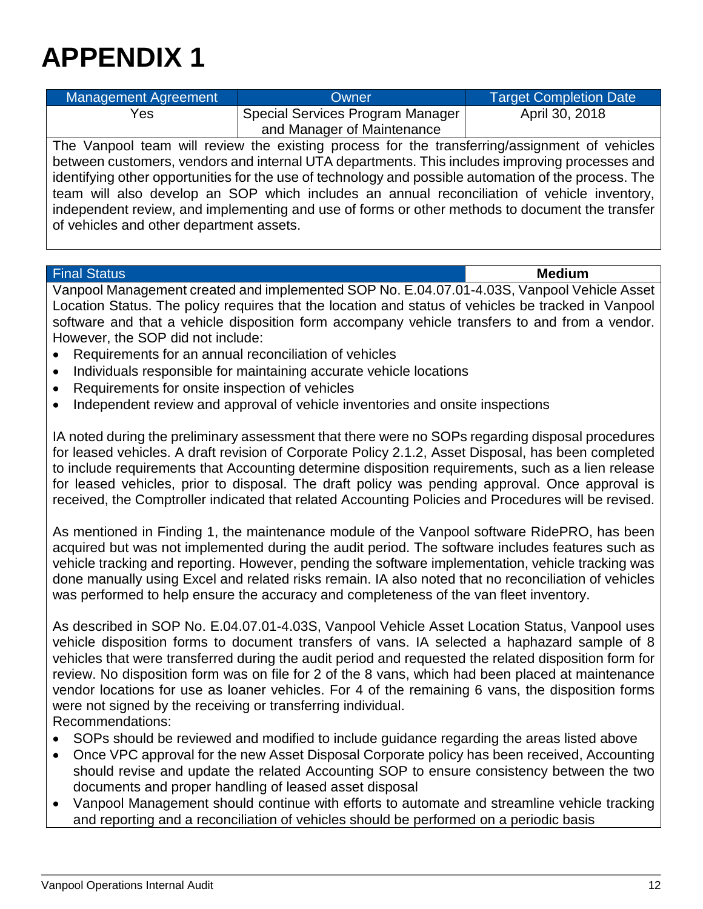# APPENDIX 1

| Management Agreement | Owner | Target Completion Date |
|---|---|---|
| Yes | Special Services Program Manager and Manager of Maintenance | April 30, 2018 |

The Vanpool team will review the existing process for the transferring/assignment of vehicles between customers, vendors and internal UTA departments. This includes improving processes and identifying other opportunities for the use of technology and possible automation of the process. The team will also develop an SOP which includes an annual reconciliation of vehicle inventory, independent review, and implementing and use of forms or other methods to document the transfer of vehicles and other department assets.

| Final Status | **Medium** |
|---|---|

Vanpool Management created and implemented SOP No. E.04.07.01-4.03S, Vanpool Vehicle Asset Location Status. The policy requires that the location and status of vehicles be tracked in Vanpool software and that a vehicle disposition form accompany vehicle transfers to and from a vendor. However, the SOP did not include:

- Requirements for an annual reconciliation of vehicles
- Individuals responsible for maintaining accurate vehicle locations
- Requirements for onsite inspection of vehicles
- Independent review and approval of vehicle inventories and onsite inspections

IA noted during the preliminary assessment that there were no SOPs regarding disposal procedures for leased vehicles. A draft revision of Corporate Policy 2.1.2, Asset Disposal, has been completed to include requirements that Accounting determine disposition requirements, such as a lien release for leased vehicles, prior to disposal. The draft policy was pending approval. Once approval is received, the Comptroller indicated that related Accounting Policies and Procedures will be revised.

As mentioned in Finding 1, the maintenance module of the Vanpool software RidePRO, has been acquired but was not implemented during the audit period. The software includes features such as vehicle tracking and reporting. However, pending the software implementation, vehicle tracking was done manually using Excel and related risks remain. IA also noted that no reconciliation of vehicles was performed to help ensure the accuracy and completeness of the van fleet inventory.

As described in SOP No. E.04.07.01-4.03S, Vanpool Vehicle Asset Location Status, Vanpool uses vehicle disposition forms to document transfers of vans. IA selected a haphazard sample of 8 vehicles that were transferred during the audit period and requested the related disposition form for review. No disposition form was on file for 2 of the 8 vans, which had been placed at maintenance vendor locations for use as loaner vehicles. For 4 of the remaining 6 vans, the disposition forms were not signed by the receiving or transferring individual.

Recommendations:

- SOPs should be reviewed and modified to include guidance regarding the areas listed above
- Once VPC approval for the new Asset Disposal Corporate policy has been received, Accounting should revise and update the related Accounting SOP to ensure consistency between the two documents and proper handling of leased asset disposal
- Vanpool Management should continue with efforts to automate and streamline vehicle tracking and reporting and a reconciliation of vehicles should be performed on a periodic basis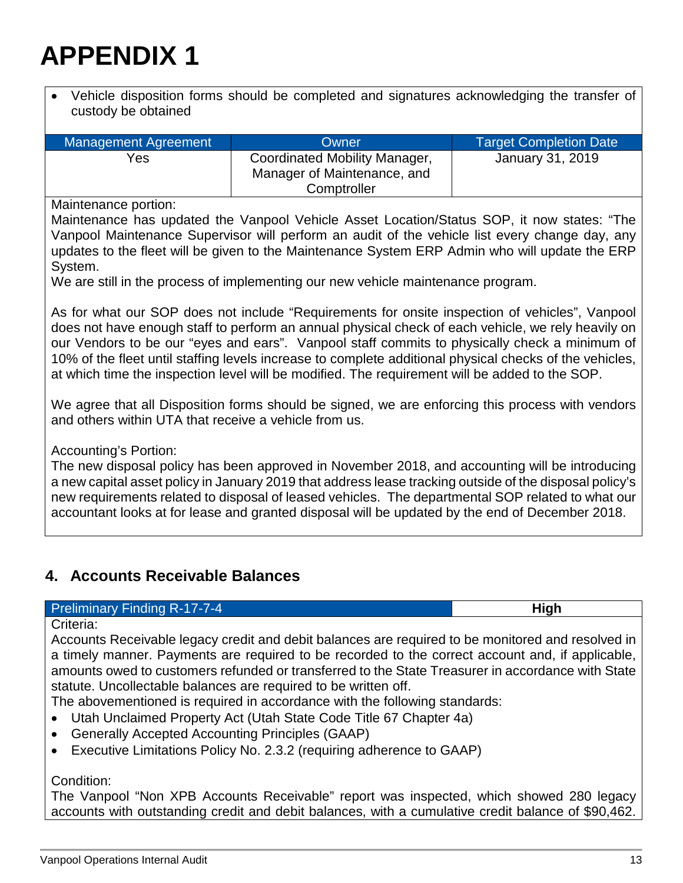# APPENDIX 1

- Vehicle disposition forms should be completed and signatures acknowledging the transfer of custody be obtained

| Management Agreement | Owner | Target Completion Date |
|---|---|---|
| Yes | Coordinated Mobility Manager, Manager of Maintenance, and Comptroller | January 31, 2019 |

Maintenance portion:
Maintenance has updated the Vanpool Vehicle Asset Location/Status SOP, it now states: "The Vanpool Maintenance Supervisor will perform an audit of the vehicle list every change day, any updates to the fleet will be given to the Maintenance System ERP Admin who will update the ERP System.
We are still in the process of implementing our new vehicle maintenance program.

As for what our SOP does not include "Requirements for onsite inspection of vehicles", Vanpool does not have enough staff to perform an annual physical check of each vehicle, we rely heavily on our Vendors to be our "eyes and ears". Vanpool staff commits to physically check a minimum of 10% of the fleet until staffing levels increase to complete additional physical checks of the vehicles, at which time the inspection level will be modified. The requirement will be added to the SOP.

We agree that all Disposition forms should be signed, we are enforcing this process with vendors and others within UTA that receive a vehicle from us.

Accounting's Portion:
The new disposal policy has been approved in November 2018, and accounting will be introducing a new capital asset policy in January 2019 that address lease tracking outside of the disposal policy's new requirements related to disposal of leased vehicles. The departmental SOP related to what our accountant looks at for lease and granted disposal will be updated by the end of December 2018.

## 4. Accounts Receivable Balances

| Preliminary Finding R-17-7-4 | High |
|---|---|

Criteria:
Accounts Receivable legacy credit and debit balances are required to be monitored and resolved in a timely manner. Payments are required to be recorded to the correct account and, if applicable, amounts owed to customers refunded or transferred to the State Treasurer in accordance with State statute. Uncollectable balances are required to be written off.
The abovementioned is required in accordance with the following standards:

- Utah Unclaimed Property Act (Utah State Code Title 67 Chapter 4a)
- Generally Accepted Accounting Principles (GAAP)
- Executive Limitations Policy No. 2.3.2 (requiring adherence to GAAP)

Condition:
The Vanpool "Non XPB Accounts Receivable" report was inspected, which showed 280 legacy accounts with outstanding credit and debit balances, with a cumulative credit balance of $90,462.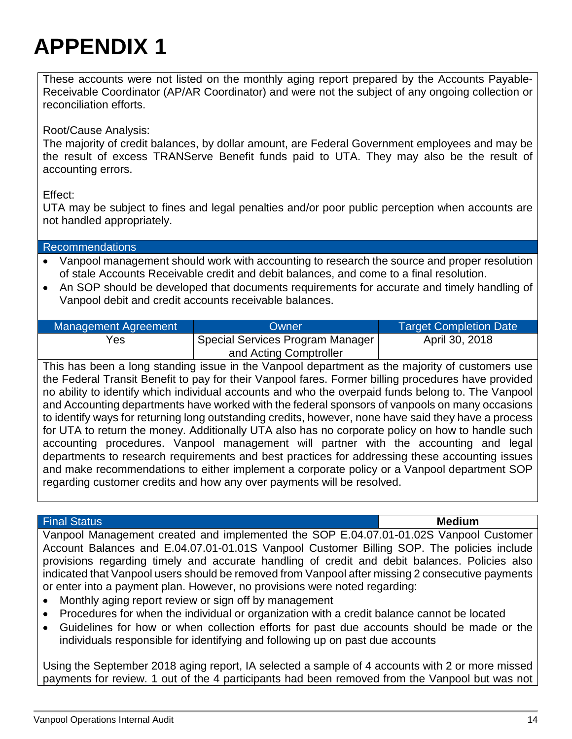# APPENDIX 1

These accounts were not listed on the monthly aging report prepared by the Accounts Payable-Receivable Coordinator (AP/AR Coordinator) and were not the subject of any ongoing collection or reconciliation efforts.

Root/Cause Analysis:
The majority of credit balances, by dollar amount, are Federal Government employees and may be the result of excess TRANServe Benefit funds paid to UTA. They may also be the result of accounting errors.

Effect:
UTA may be subject to fines and legal penalties and/or poor public perception when accounts are not handled appropriately.

**Recommendations**

- Vanpool management should work with accounting to research the source and proper resolution of stale Accounts Receivable credit and debit balances, and come to a final resolution.
- An SOP should be developed that documents requirements for accurate and timely handling of Vanpool debit and credit accounts receivable balances.

| Management Agreement | Owner | Target Completion Date |
|---|---|---|
| Yes | Special Services Program Manager and Acting Comptroller | April 30, 2018 |

This has been a long standing issue in the Vanpool department as the majority of customers use the Federal Transit Benefit to pay for their Vanpool fares. Former billing procedures have provided no ability to identify which individual accounts and who the overpaid funds belong to. The Vanpool and Accounting departments have worked with the federal sponsors of vanpools on many occasions to identify ways for returning long outstanding credits, however, none have said they have a process for UTA to return the money. Additionally UTA also has no corporate policy on how to handle such accounting procedures. Vanpool management will partner with the accounting and legal departments to research requirements and best practices for addressing these accounting issues and make recommendations to either implement a corporate policy or a Vanpool department SOP regarding customer credits and how any over payments will be resolved.

| Final Status | **Medium** |
|---|---|

Vanpool Management created and implemented the SOP E.04.07.01-01.02S Vanpool Customer Account Balances and E.04.07.01-01.01S Vanpool Customer Billing SOP. The policies include provisions regarding timely and accurate handling of credit and debit balances. Policies also indicated that Vanpool users should be removed from Vanpool after missing 2 consecutive payments or enter into a payment plan. However, no provisions were noted regarding:

- Monthly aging report review or sign off by management
- Procedures for when the individual or organization with a credit balance cannot be located
- Guidelines for how or when collection efforts for past due accounts should be made or the individuals responsible for identifying and following up on past due accounts

Using the September 2018 aging report, IA selected a sample of 4 accounts with 2 or more missed payments for review. 1 out of the 4 participants had been removed from the Vanpool but was not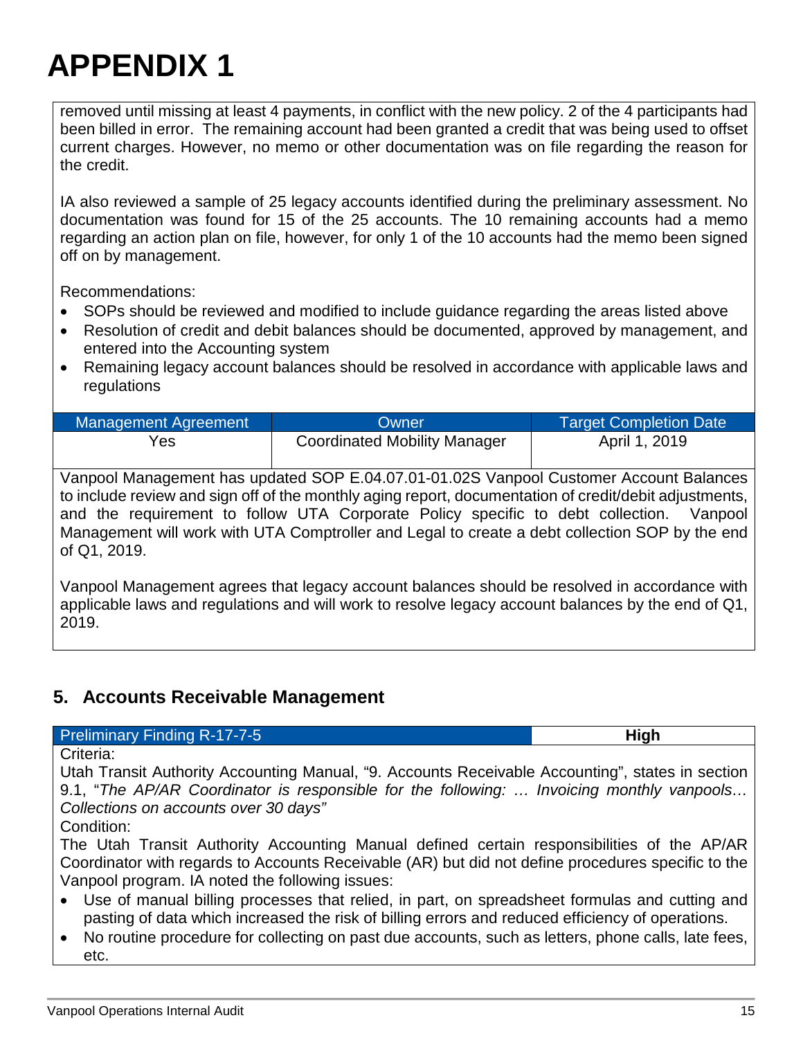# APPENDIX 1

removed until missing at least 4 payments, in conflict with the new policy. 2 of the 4 participants had been billed in error. The remaining account had been granted a credit that was being used to offset current charges. However, no memo or other documentation was on file regarding the reason for the credit.

IA also reviewed a sample of 25 legacy accounts identified during the preliminary assessment. No documentation was found for 15 of the 25 accounts. The 10 remaining accounts had a memo regarding an action plan on file, however, for only 1 of the 10 accounts had the memo been signed off on by management.

Recommendations:

- SOPs should be reviewed and modified to include guidance regarding the areas listed above
- Resolution of credit and debit balances should be documented, approved by management, and entered into the Accounting system
- Remaining legacy account balances should be resolved in accordance with applicable laws and regulations

| Management Agreement | Owner | Target Completion Date |
|---|---|---|
| Yes | Coordinated Mobility Manager | April 1, 2019 |

Vanpool Management has updated SOP E.04.07.01-01.02S Vanpool Customer Account Balances to include review and sign off of the monthly aging report, documentation of credit/debit adjustments, and the requirement to follow UTA Corporate Policy specific to debt collection. Vanpool Management will work with UTA Comptroller and Legal to create a debt collection SOP by the end of Q1, 2019.

Vanpool Management agrees that legacy account balances should be resolved in accordance with applicable laws and regulations and will work to resolve legacy account balances by the end of Q1, 2019.

## 5. Accounts Receivable Management

| Preliminary Finding R-17-7-5 | **High** |
|---|---|

Criteria:

Utah Transit Authority Accounting Manual, "9. Accounts Receivable Accounting", states in section 9.1, "*The AP/AR Coordinator is responsible for the following: … Invoicing monthly vanpools… Collections on accounts over 30 days"*

Condition:

The Utah Transit Authority Accounting Manual defined certain responsibilities of the AP/AR Coordinator with regards to Accounts Receivable (AR) but did not define procedures specific to the Vanpool program. IA noted the following issues:

- Use of manual billing processes that relied, in part, on spreadsheet formulas and cutting and pasting of data which increased the risk of billing errors and reduced efficiency of operations.
- No routine procedure for collecting on past due accounts, such as letters, phone calls, late fees, etc.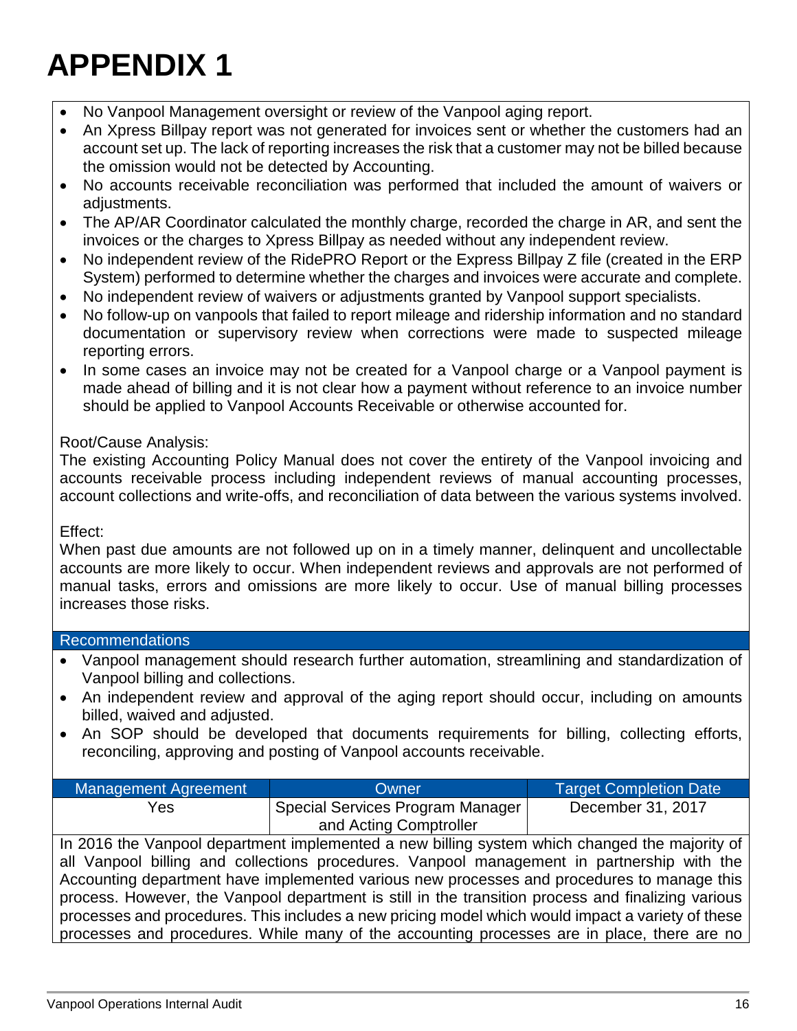# APPENDIX 1

- No Vanpool Management oversight or review of the Vanpool aging report.
- An Xpress Billpay report was not generated for invoices sent or whether the customers had an account set up. The lack of reporting increases the risk that a customer may not be billed because the omission would not be detected by Accounting.
- No accounts receivable reconciliation was performed that included the amount of waivers or adjustments.
- The AP/AR Coordinator calculated the monthly charge, recorded the charge in AR, and sent the invoices or the charges to Xpress Billpay as needed without any independent review.
- No independent review of the RidePRO Report or the Express Billpay Z file (created in the ERP System) performed to determine whether the charges and invoices were accurate and complete.
- No independent review of waivers or adjustments granted by Vanpool support specialists.
- No follow-up on vanpools that failed to report mileage and ridership information and no standard documentation or supervisory review when corrections were made to suspected mileage reporting errors.
- In some cases an invoice may not be created for a Vanpool charge or a Vanpool payment is made ahead of billing and it is not clear how a payment without reference to an invoice number should be applied to Vanpool Accounts Receivable or otherwise accounted for.

Root/Cause Analysis:
The existing Accounting Policy Manual does not cover the entirety of the Vanpool invoicing and accounts receivable process including independent reviews of manual accounting processes, account collections and write-offs, and reconciliation of data between the various systems involved.

Effect:
When past due amounts are not followed up on in a timely manner, delinquent and uncollectable accounts are more likely to occur. When independent reviews and approvals are not performed of manual tasks, errors and omissions are more likely to occur. Use of manual billing processes increases those risks.

**Recommendations**

- Vanpool management should research further automation, streamlining and standardization of Vanpool billing and collections.
- An independent review and approval of the aging report should occur, including on amounts billed, waived and adjusted.
- An SOP should be developed that documents requirements for billing, collecting efforts, reconciling, approving and posting of Vanpool accounts receivable.

| Management Agreement | Owner | Target Completion Date |
|---|---|---|
| Yes | Special Services Program Manager and Acting Comptroller | December 31, 2017 |

In 2016 the Vanpool department implemented a new billing system which changed the majority of all Vanpool billing and collections procedures. Vanpool management in partnership with the Accounting department have implemented various new processes and procedures to manage this process. However, the Vanpool department is still in the transition process and finalizing various processes and procedures. This includes a new pricing model which would impact a variety of these processes and procedures. While many of the accounting processes are in place, there are no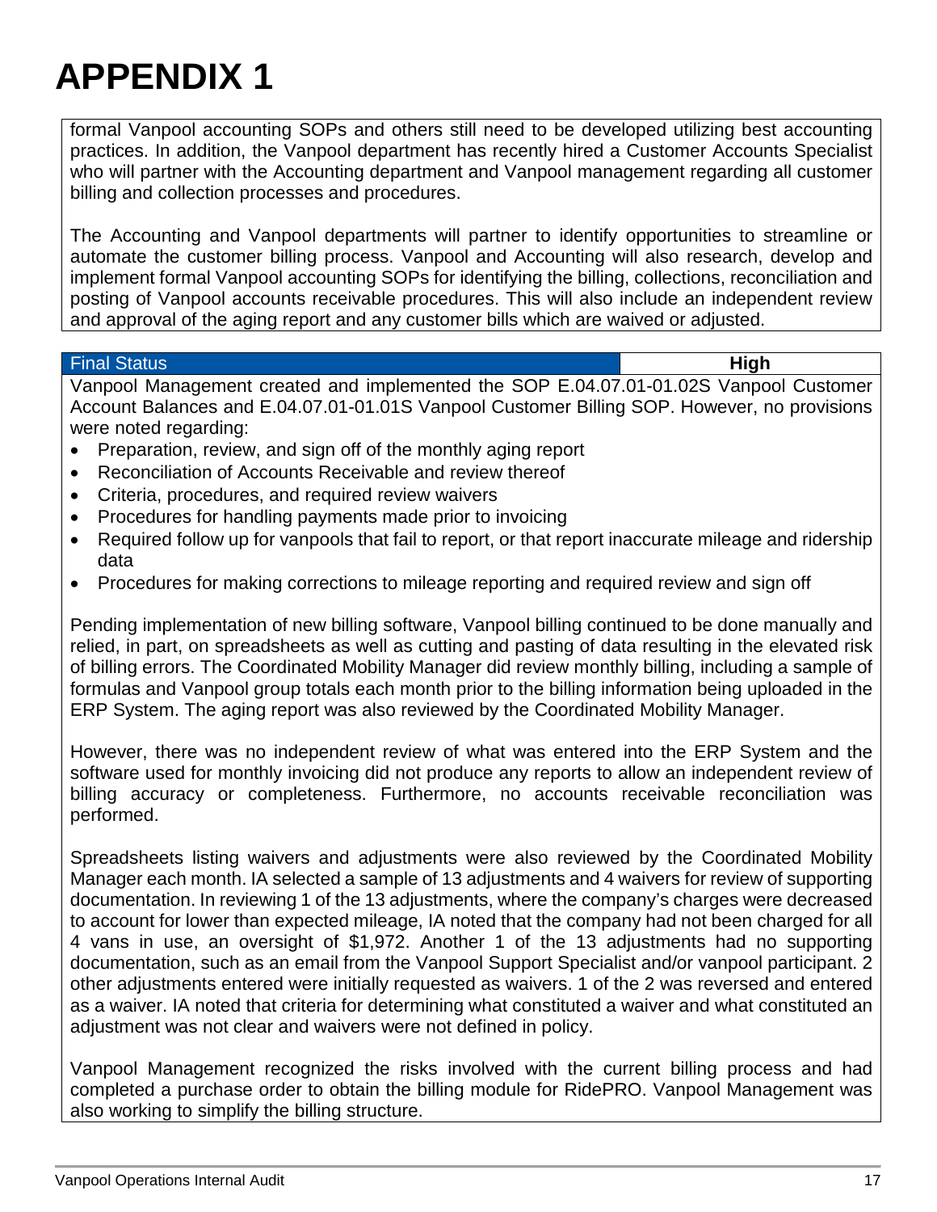# APPENDIX 1

formal Vanpool accounting SOPs and others still need to be developed utilizing best accounting practices. In addition, the Vanpool department has recently hired a Customer Accounts Specialist who will partner with the Accounting department and Vanpool management regarding all customer billing and collection processes and procedures.

The Accounting and Vanpool departments will partner to identify opportunities to streamline or automate the customer billing process. Vanpool and Accounting will also research, develop and implement formal Vanpool accounting SOPs for identifying the billing, collections, reconciliation and posting of Vanpool accounts receivable procedures. This will also include an independent review and approval of the aging report and any customer bills which are waived or adjusted.

| Final Status | **High** |
| --- | --- |

Vanpool Management created and implemented the SOP E.04.07.01-01.02S Vanpool Customer Account Balances and E.04.07.01-01.01S Vanpool Customer Billing SOP. However, no provisions were noted regarding:

- Preparation, review, and sign off of the monthly aging report
- Reconciliation of Accounts Receivable and review thereof
- Criteria, procedures, and required review waivers
- Procedures for handling payments made prior to invoicing
- Required follow up for vanpools that fail to report, or that report inaccurate mileage and ridership data
- Procedures for making corrections to mileage reporting and required review and sign off

Pending implementation of new billing software, Vanpool billing continued to be done manually and relied, in part, on spreadsheets as well as cutting and pasting of data resulting in the elevated risk of billing errors. The Coordinated Mobility Manager did review monthly billing, including a sample of formulas and Vanpool group totals each month prior to the billing information being uploaded in the ERP System. The aging report was also reviewed by the Coordinated Mobility Manager.

However, there was no independent review of what was entered into the ERP System and the software used for monthly invoicing did not produce any reports to allow an independent review of billing accuracy or completeness. Furthermore, no accounts receivable reconciliation was performed.

Spreadsheets listing waivers and adjustments were also reviewed by the Coordinated Mobility Manager each month. IA selected a sample of 13 adjustments and 4 waivers for review of supporting documentation. In reviewing 1 of the 13 adjustments, where the company's charges were decreased to account for lower than expected mileage, IA noted that the company had not been charged for all 4 vans in use, an oversight of $1,972. Another 1 of the 13 adjustments had no supporting documentation, such as an email from the Vanpool Support Specialist and/or vanpool participant. 2 other adjustments entered were initially requested as waivers. 1 of the 2 was reversed and entered as a waiver. IA noted that criteria for determining what constituted a waiver and what constituted an adjustment was not clear and waivers were not defined in policy.

Vanpool Management recognized the risks involved with the current billing process and had completed a purchase order to obtain the billing module for RidePRO. Vanpool Management was also working to simplify the billing structure.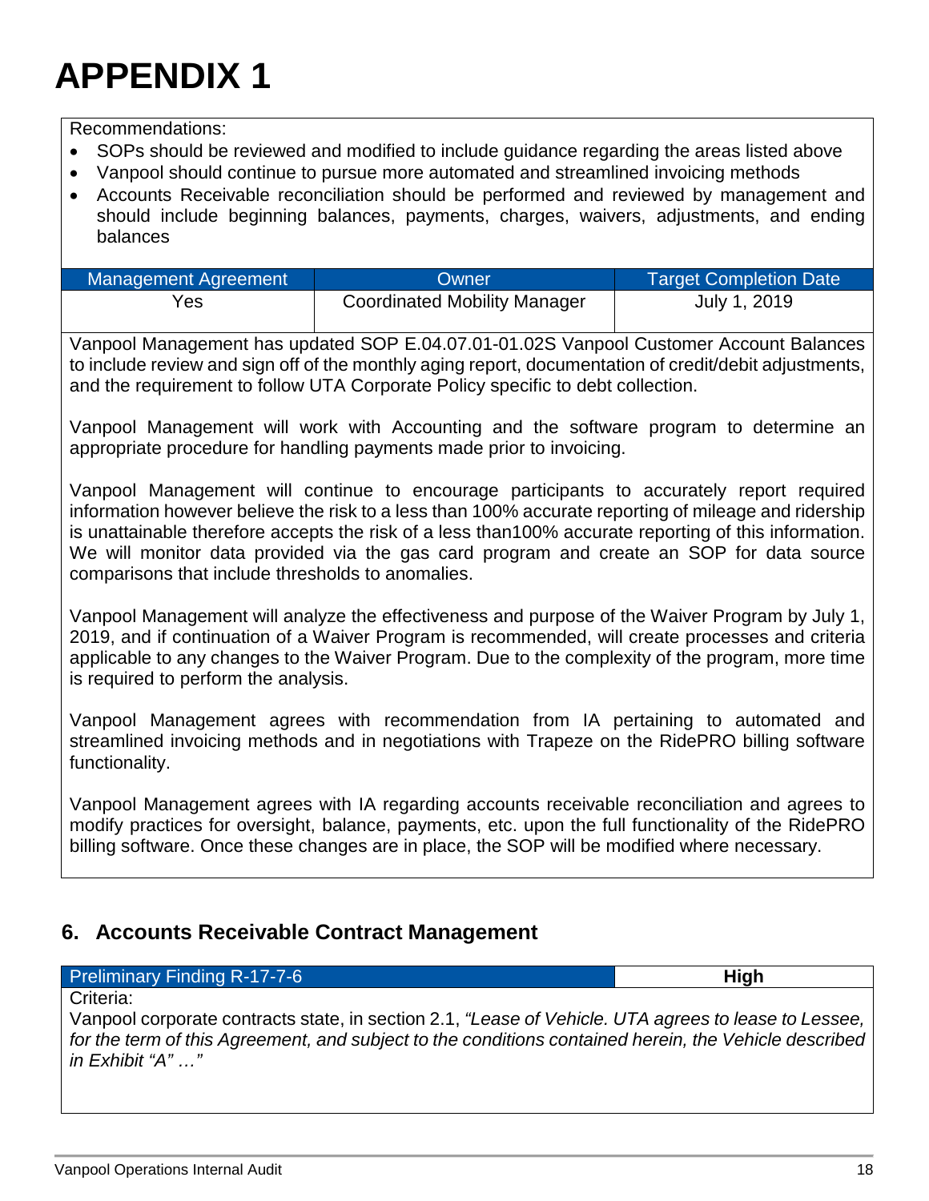# APPENDIX 1

Recommendations:

- SOPs should be reviewed and modified to include guidance regarding the areas listed above
- Vanpool should continue to pursue more automated and streamlined invoicing methods
- Accounts Receivable reconciliation should be performed and reviewed by management and should include beginning balances, payments, charges, waivers, adjustments, and ending balances

| Management Agreement | Owner | Target Completion Date |
|---|---|---|
| Yes | Coordinated Mobility Manager | July 1, 2019 |

Vanpool Management has updated SOP E.04.07.01-01.02S Vanpool Customer Account Balances to include review and sign off of the monthly aging report, documentation of credit/debit adjustments, and the requirement to follow UTA Corporate Policy specific to debt collection.

Vanpool Management will work with Accounting and the software program to determine an appropriate procedure for handling payments made prior to invoicing.

Vanpool Management will continue to encourage participants to accurately report required information however believe the risk to a less than 100% accurate reporting of mileage and ridership is unattainable therefore accepts the risk of a less than100% accurate reporting of this information. We will monitor data provided via the gas card program and create an SOP for data source comparisons that include thresholds to anomalies.

Vanpool Management will analyze the effectiveness and purpose of the Waiver Program by July 1, 2019, and if continuation of a Waiver Program is recommended, will create processes and criteria applicable to any changes to the Waiver Program. Due to the complexity of the program, more time is required to perform the analysis.

Vanpool Management agrees with recommendation from IA pertaining to automated and streamlined invoicing methods and in negotiations with Trapeze on the RidePRO billing software functionality.

Vanpool Management agrees with IA regarding accounts receivable reconciliation and agrees to modify practices for oversight, balance, payments, etc. upon the full functionality of the RidePRO billing software. Once these changes are in place, the SOP will be modified where necessary.

## 6. Accounts Receivable Contract Management

| Preliminary Finding R-17-7-6 | **High** |
|---|---|

Criteria:

Vanpool corporate contracts state, in section 2.1, *"Lease of Vehicle. UTA agrees to lease to Lessee, for the term of this Agreement, and subject to the conditions contained herein, the Vehicle described in Exhibit "A" …"*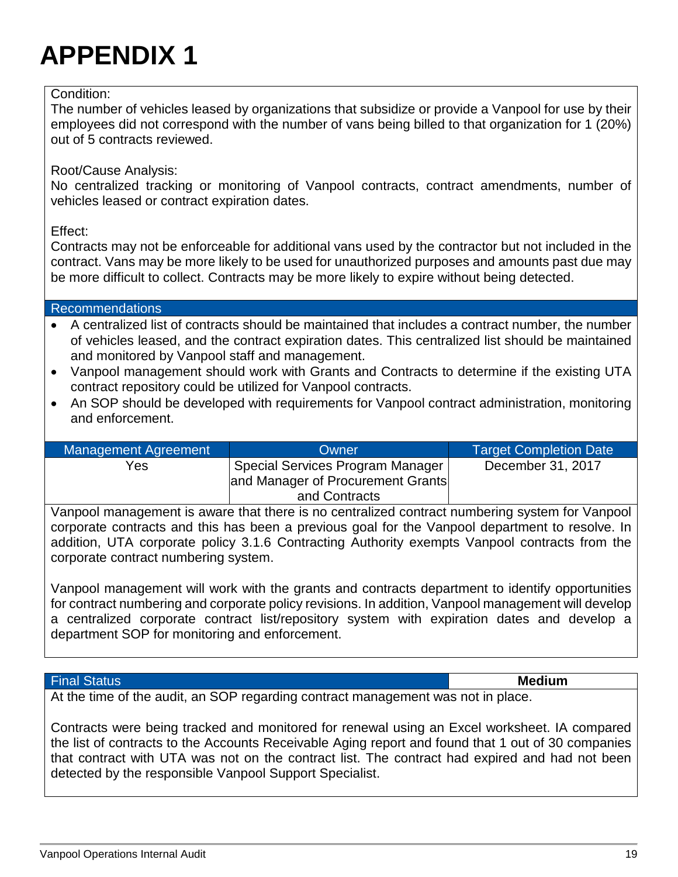# APPENDIX 1

Condition:
The number of vehicles leased by organizations that subsidize or provide a Vanpool for use by their employees did not correspond with the number of vans being billed to that organization for 1 (20%) out of 5 contracts reviewed.

Root/Cause Analysis:
No centralized tracking or monitoring of Vanpool contracts, contract amendments, number of vehicles leased or contract expiration dates.

Effect:
Contracts may not be enforceable for additional vans used by the contractor but not included in the contract. Vans may be more likely to be used for unauthorized purposes and amounts past due may be more difficult to collect. Contracts may be more likely to expire without being detected.

**Recommendations**

- A centralized list of contracts should be maintained that includes a contract number, the number of vehicles leased, and the contract expiration dates. This centralized list should be maintained and monitored by Vanpool staff and management.
- Vanpool management should work with Grants and Contracts to determine if the existing UTA contract repository could be utilized for Vanpool contracts.
- An SOP should be developed with requirements for Vanpool contract administration, monitoring and enforcement.

| Management Agreement | Owner | Target Completion Date |
|---|---|---|
| Yes | Special Services Program Manager and Manager of Procurement Grants and Contracts | December 31, 2017 |

Vanpool management is aware that there is no centralized contract numbering system for Vanpool corporate contracts and this has been a previous goal for the Vanpool department to resolve. In addition, UTA corporate policy 3.1.6 Contracting Authority exempts Vanpool contracts from the corporate contract numbering system.

Vanpool management will work with the grants and contracts department to identify opportunities for contract numbering and corporate policy revisions. In addition, Vanpool management will develop a centralized corporate contract list/repository system with expiration dates and develop a department SOP for monitoring and enforcement.

| Final Status | **Medium** |
|---|---|

At the time of the audit, an SOP regarding contract management was not in place.

Contracts were being tracked and monitored for renewal using an Excel worksheet. IA compared the list of contracts to the Accounts Receivable Aging report and found that 1 out of 30 companies that contract with UTA was not on the contract list. The contract had expired and had not been detected by the responsible Vanpool Support Specialist.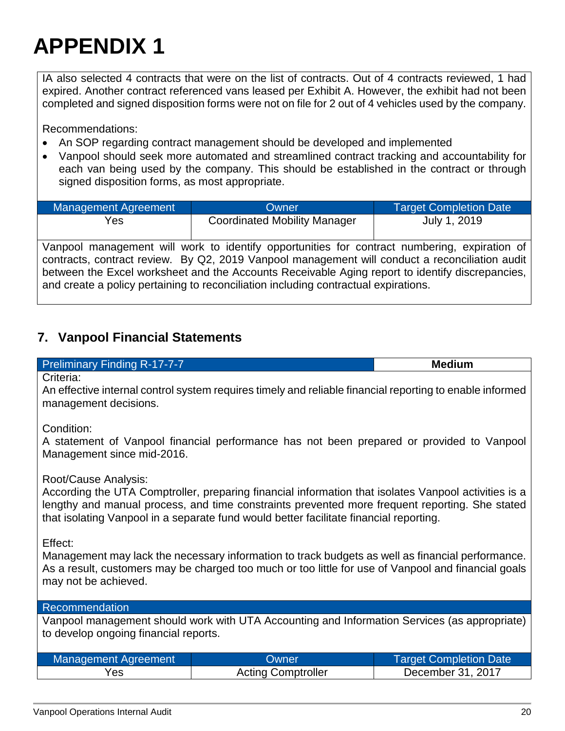# APPENDIX 1

IA also selected 4 contracts that were on the list of contracts. Out of 4 contracts reviewed, 1 had expired. Another contract referenced vans leased per Exhibit A. However, the exhibit had not been completed and signed disposition forms were not on file for 2 out of 4 vehicles used by the company.

Recommendations:

- An SOP regarding contract management should be developed and implemented
- Vanpool should seek more automated and streamlined contract tracking and accountability for each van being used by the company. This should be established in the contract or through signed disposition forms, as most appropriate.

| Management Agreement | Owner | Target Completion Date |
| --- | --- | --- |
| Yes | Coordinated Mobility Manager | July 1, 2019 |

Vanpool management will work to identify opportunities for contract numbering, expiration of contracts, contract review. By Q2, 2019 Vanpool management will conduct a reconciliation audit between the Excel worksheet and the Accounts Receivable Aging report to identify discrepancies, and create a policy pertaining to reconciliation including contractual expirations.

## 7. Vanpool Financial Statements

| Preliminary Finding R-17-7-7 | **Medium** |
| --- | --- |

Criteria:

An effective internal control system requires timely and reliable financial reporting to enable informed management decisions.

Condition:

A statement of Vanpool financial performance has not been prepared or provided to Vanpool Management since mid-2016.

Root/Cause Analysis:

According the UTA Comptroller, preparing financial information that isolates Vanpool activities is a lengthy and manual process, and time constraints prevented more frequent reporting. She stated that isolating Vanpool in a separate fund would better facilitate financial reporting.

Effect:

Management may lack the necessary information to track budgets as well as financial performance. As a result, customers may be charged too much or too little for use of Vanpool and financial goals may not be achieved.

**Recommendation**

Vanpool management should work with UTA Accounting and Information Services (as appropriate) to develop ongoing financial reports.

| Management Agreement | Owner | Target Completion Date |
| --- | --- | --- |
| Yes | Acting Comptroller | December 31, 2017 |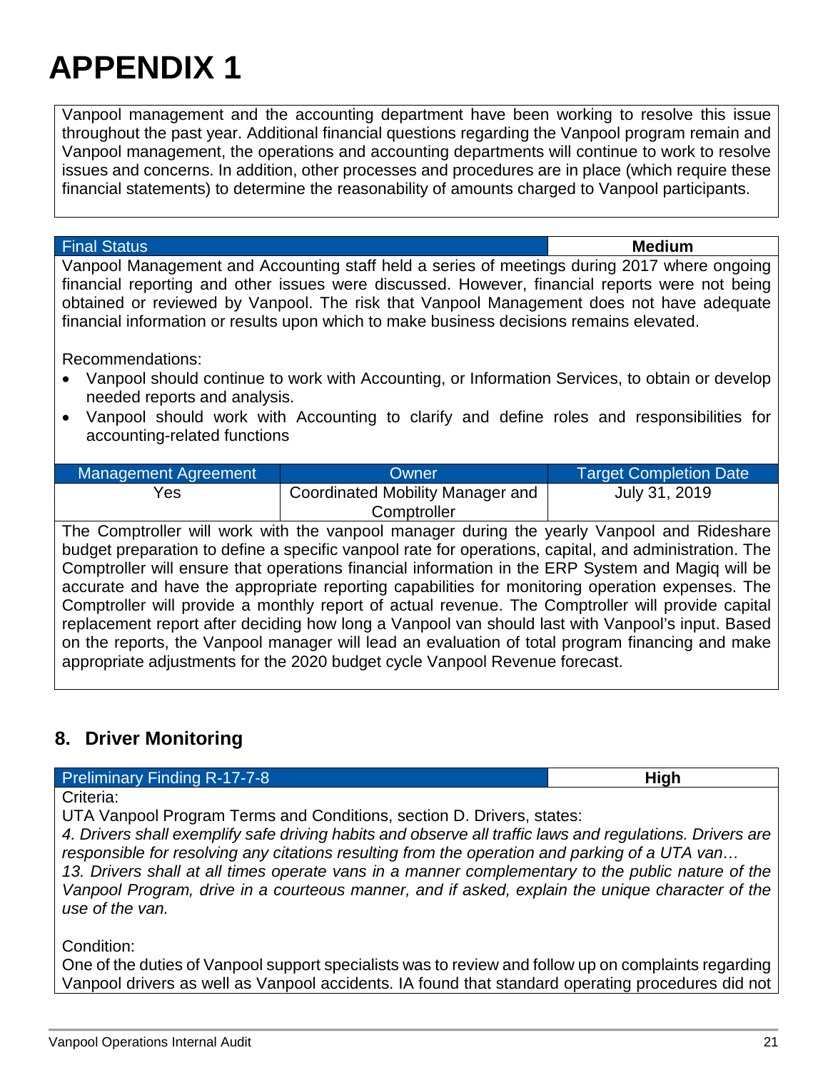# APPENDIX 1

Vanpool management and the accounting department have been working to resolve this issue throughout the past year. Additional financial questions regarding the Vanpool program remain and Vanpool management, the operations and accounting departments will continue to work to resolve issues and concerns. In addition, other processes and procedures are in place (which require these financial statements) to determine the reasonability of amounts charged to Vanpool participants.

| Final Status | **Medium** |
|---|---|

Vanpool Management and Accounting staff held a series of meetings during 2017 where ongoing financial reporting and other issues were discussed. However, financial reports were not being obtained or reviewed by Vanpool. The risk that Vanpool Management does not have adequate financial information or results upon which to make business decisions remains elevated.

Recommendations:

- Vanpool should continue to work with Accounting, or Information Services, to obtain or develop needed reports and analysis.
- Vanpool should work with Accounting to clarify and define roles and responsibilities for accounting-related functions

| Management Agreement | Owner | Target Completion Date |
|---|---|---|
| Yes | Coordinated Mobility Manager and Comptroller | July 31, 2019 |

The Comptroller will work with the vanpool manager during the yearly Vanpool and Rideshare budget preparation to define a specific vanpool rate for operations, capital, and administration. The Comptroller will ensure that operations financial information in the ERP System and Magiq will be accurate and have the appropriate reporting capabilities for monitoring operation expenses. The Comptroller will provide a monthly report of actual revenue. The Comptroller will provide capital replacement report after deciding how long a Vanpool van should last with Vanpool's input. Based on the reports, the Vanpool manager will lead an evaluation of total program financing and make appropriate adjustments for the 2020 budget cycle Vanpool Revenue forecast.

## 8. Driver Monitoring

| Preliminary Finding R-17-7-8 | **High** |
|---|---|

Criteria:

UTA Vanpool Program Terms and Conditions, section D. Drivers, states:

*4. Drivers shall exemplify safe driving habits and observe all traffic laws and regulations. Drivers are responsible for resolving any citations resulting from the operation and parking of a UTA van…*

*13. Drivers shall at all times operate vans in a manner complementary to the public nature of the Vanpool Program, drive in a courteous manner, and if asked, explain the unique character of the use of the van.*

Condition:

One of the duties of Vanpool support specialists was to review and follow up on complaints regarding Vanpool drivers as well as Vanpool accidents. IA found that standard operating procedures did not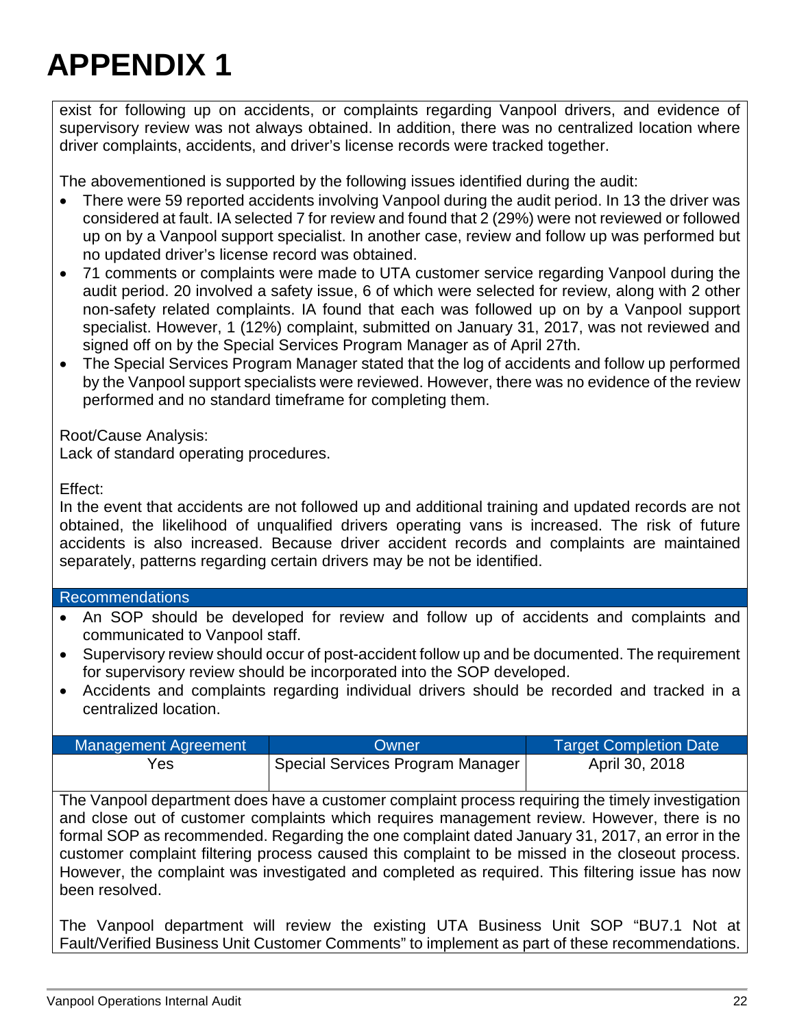# APPENDIX 1

exist for following up on accidents, or complaints regarding Vanpool drivers, and evidence of supervisory review was not always obtained. In addition, there was no centralized location where driver complaints, accidents, and driver's license records were tracked together.

The abovementioned is supported by the following issues identified during the audit:

- There were 59 reported accidents involving Vanpool during the audit period. In 13 the driver was considered at fault. IA selected 7 for review and found that 2 (29%) were not reviewed or followed up on by a Vanpool support specialist. In another case, review and follow up was performed but no updated driver's license record was obtained.
- 71 comments or complaints were made to UTA customer service regarding Vanpool during the audit period. 20 involved a safety issue, 6 of which were selected for review, along with 2 other non-safety related complaints. IA found that each was followed up on by a Vanpool support specialist. However, 1 (12%) complaint, submitted on January 31, 2017, was not reviewed and signed off on by the Special Services Program Manager as of April 27th.
- The Special Services Program Manager stated that the log of accidents and follow up performed by the Vanpool support specialists were reviewed. However, there was no evidence of the review performed and no standard timeframe for completing them.

Root/Cause Analysis:
Lack of standard operating procedures.

Effect:
In the event that accidents are not followed up and additional training and updated records are not obtained, the likelihood of unqualified drivers operating vans is increased. The risk of future accidents is also increased. Because driver accident records and complaints are maintained separately, patterns regarding certain drivers may be not be identified.

## Recommendations

- An SOP should be developed for review and follow up of accidents and complaints and communicated to Vanpool staff.
- Supervisory review should occur of post-accident follow up and be documented. The requirement for supervisory review should be incorporated into the SOP developed.
- Accidents and complaints regarding individual drivers should be recorded and tracked in a centralized location.

| Management Agreement | Owner | Target Completion Date |
| --- | --- | --- |
| Yes | Special Services Program Manager | April 30, 2018 |

The Vanpool department does have a customer complaint process requiring the timely investigation and close out of customer complaints which requires management review. However, there is no formal SOP as recommended. Regarding the one complaint dated January 31, 2017, an error in the customer complaint filtering process caused this complaint to be missed in the closeout process. However, the complaint was investigated and completed as required. This filtering issue has now been resolved.

The Vanpool department will review the existing UTA Business Unit SOP "BU7.1 Not at Fault/Verified Business Unit Customer Comments" to implement as part of these recommendations.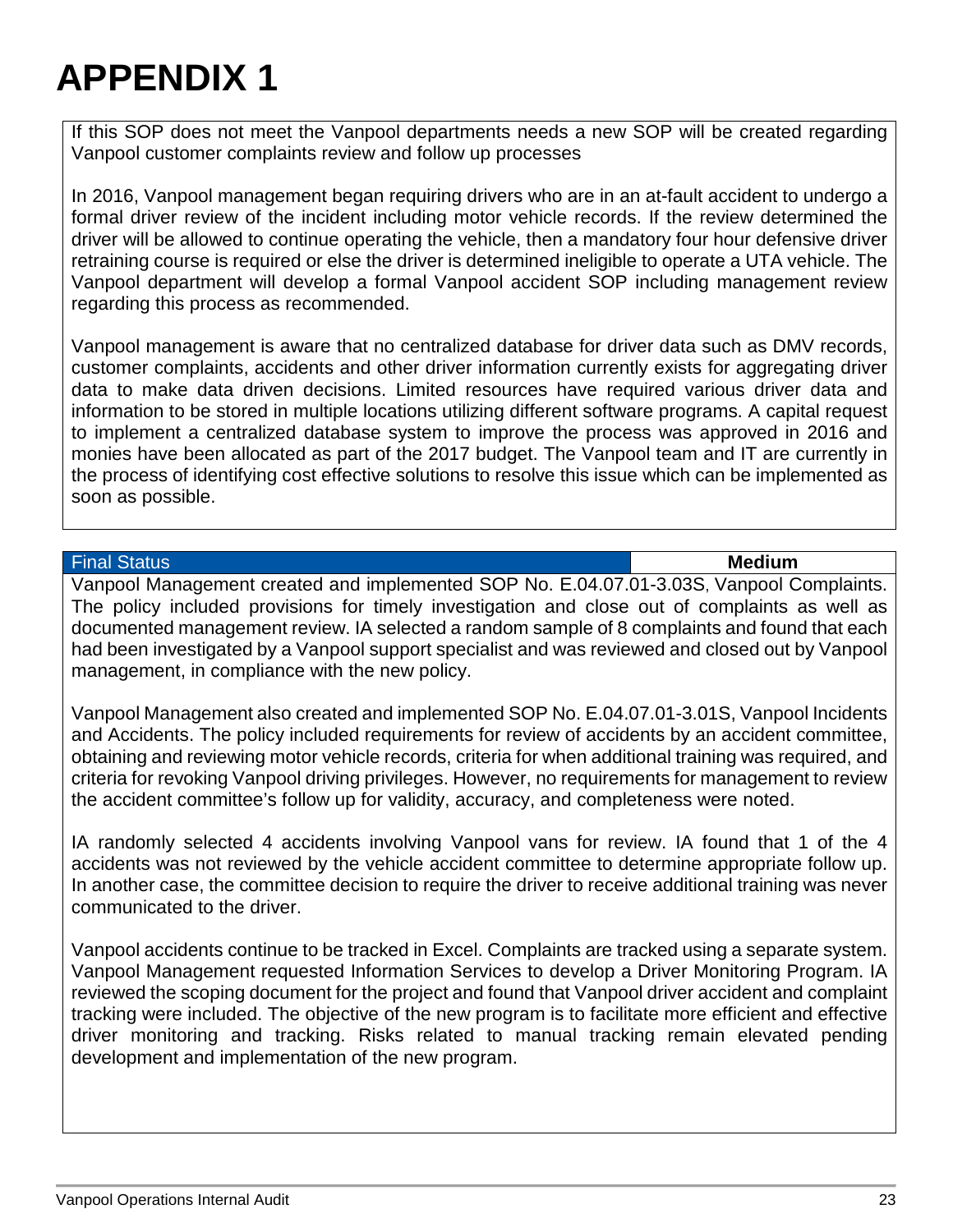# APPENDIX 1

If this SOP does not meet the Vanpool departments needs a new SOP will be created regarding Vanpool customer complaints review and follow up processes

In 2016, Vanpool management began requiring drivers who are in an at-fault accident to undergo a formal driver review of the incident including motor vehicle records. If the review determined the driver will be allowed to continue operating the vehicle, then a mandatory four hour defensive driver retraining course is required or else the driver is determined ineligible to operate a UTA vehicle. The Vanpool department will develop a formal Vanpool accident SOP including management review regarding this process as recommended.

Vanpool management is aware that no centralized database for driver data such as DMV records, customer complaints, accidents and other driver information currently exists for aggregating driver data to make data driven decisions. Limited resources have required various driver data and information to be stored in multiple locations utilizing different software programs. A capital request to implement a centralized database system to improve the process was approved in 2016 and monies have been allocated as part of the 2017 budget. The Vanpool team and IT are currently in the process of identifying cost effective solutions to resolve this issue which can be implemented as soon as possible.

| Final Status | **Medium** |
| --- | --- |

Vanpool Management created and implemented SOP No. E.04.07.01-3.03S, Vanpool Complaints. The policy included provisions for timely investigation and close out of complaints as well as documented management review. IA selected a random sample of 8 complaints and found that each had been investigated by a Vanpool support specialist and was reviewed and closed out by Vanpool management, in compliance with the new policy.

Vanpool Management also created and implemented SOP No. E.04.07.01-3.01S, Vanpool Incidents and Accidents. The policy included requirements for review of accidents by an accident committee, obtaining and reviewing motor vehicle records, criteria for when additional training was required, and criteria for revoking Vanpool driving privileges. However, no requirements for management to review the accident committee's follow up for validity, accuracy, and completeness were noted.

IA randomly selected 4 accidents involving Vanpool vans for review. IA found that 1 of the 4 accidents was not reviewed by the vehicle accident committee to determine appropriate follow up. In another case, the committee decision to require the driver to receive additional training was never communicated to the driver.

Vanpool accidents continue to be tracked in Excel. Complaints are tracked using a separate system. Vanpool Management requested Information Services to develop a Driver Monitoring Program. IA reviewed the scoping document for the project and found that Vanpool driver accident and complaint tracking were included. The objective of the new program is to facilitate more efficient and effective driver monitoring and tracking. Risks related to manual tracking remain elevated pending development and implementation of the new program.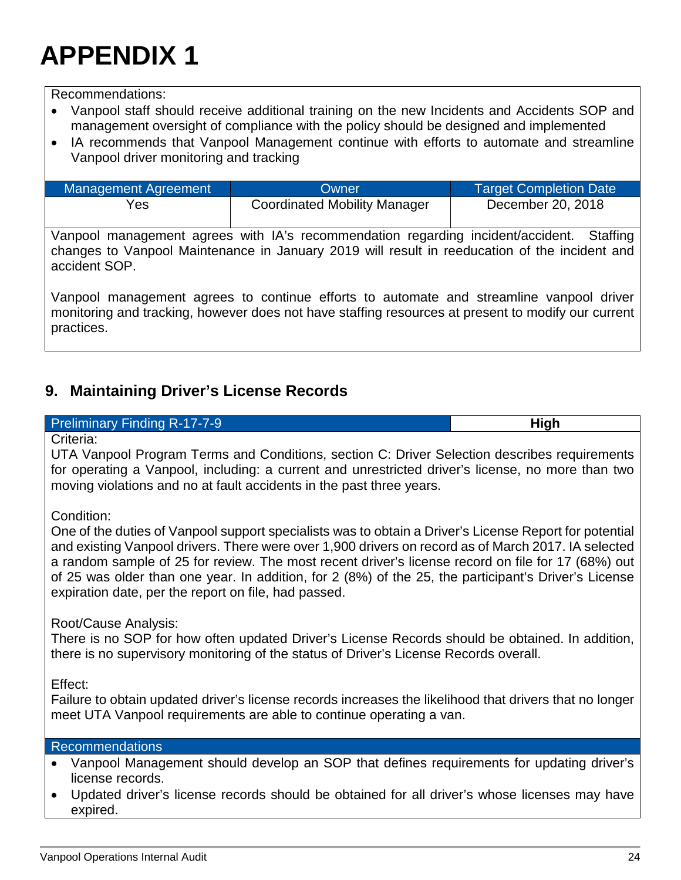# APPENDIX 1

Recommendations:

- Vanpool staff should receive additional training on the new Incidents and Accidents SOP and management oversight of compliance with the policy should be designed and implemented
- IA recommends that Vanpool Management continue with efforts to automate and streamline Vanpool driver monitoring and tracking

| Management Agreement | Owner | Target Completion Date |
|---|---|---|
| Yes | Coordinated Mobility Manager | December 20, 2018 |

Vanpool management agrees with IA's recommendation regarding incident/accident. Staffing changes to Vanpool Maintenance in January 2019 will result in reeducation of the incident and accident SOP.

Vanpool management agrees to continue efforts to automate and streamline vanpool driver monitoring and tracking, however does not have staffing resources at present to modify our current practices.

## 9. Maintaining Driver's License Records

| Preliminary Finding R-17-7-9 | High |
|---|---|

Criteria:
UTA Vanpool Program Terms and Conditions, section C: Driver Selection describes requirements for operating a Vanpool, including: a current and unrestricted driver's license, no more than two moving violations and no at fault accidents in the past three years.

Condition:
One of the duties of Vanpool support specialists was to obtain a Driver's License Report for potential and existing Vanpool drivers. There were over 1,900 drivers on record as of March 2017. IA selected a random sample of 25 for review. The most recent driver's license record on file for 17 (68%) out of 25 was older than one year. In addition, for 2 (8%) of the 25, the participant's Driver's License expiration date, per the report on file, had passed.

Root/Cause Analysis:
There is no SOP for how often updated Driver's License Records should be obtained. In addition, there is no supervisory monitoring of the status of Driver's License Records overall.

Effect:
Failure to obtain updated driver's license records increases the likelihood that drivers that no longer meet UTA Vanpool requirements are able to continue operating a van.

Recommendations

- Vanpool Management should develop an SOP that defines requirements for updating driver's license records.
- Updated driver's license records should be obtained for all driver's whose licenses may have expired.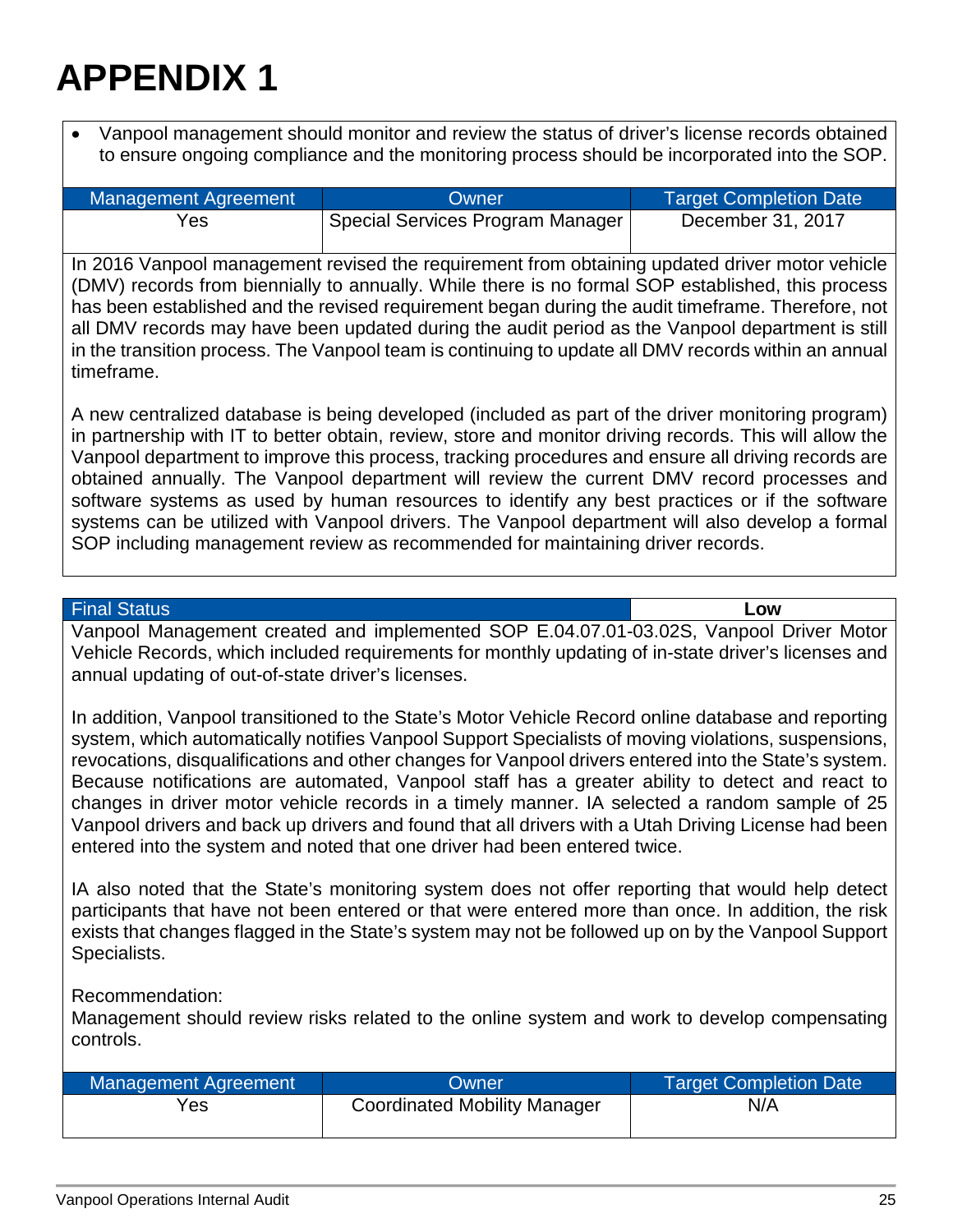# APPENDIX 1

- Vanpool management should monitor and review the status of driver's license records obtained to ensure ongoing compliance and the monitoring process should be incorporated into the SOP.

| Management Agreement | Owner | Target Completion Date |
|---|---|---|
| Yes | Special Services Program Manager | December 31, 2017 |

In 2016 Vanpool management revised the requirement from obtaining updated driver motor vehicle (DMV) records from biennially to annually. While there is no formal SOP established, this process has been established and the revised requirement began during the audit timeframe. Therefore, not all DMV records may have been updated during the audit period as the Vanpool department is still in the transition process. The Vanpool team is continuing to update all DMV records within an annual timeframe.

A new centralized database is being developed (included as part of the driver monitoring program) in partnership with IT to better obtain, review, store and monitor driving records. This will allow the Vanpool department to improve this process, tracking procedures and ensure all driving records are obtained annually. The Vanpool department will review the current DMV record processes and software systems as used by human resources to identify any best practices or if the software systems can be utilized with Vanpool drivers. The Vanpool department will also develop a formal SOP including management review as recommended for maintaining driver records.

| Final Status | Low |
|---|---|

Vanpool Management created and implemented SOP E.04.07.01-03.02S, Vanpool Driver Motor Vehicle Records, which included requirements for monthly updating of in-state driver's licenses and annual updating of out-of-state driver's licenses.

In addition, Vanpool transitioned to the State's Motor Vehicle Record online database and reporting system, which automatically notifies Vanpool Support Specialists of moving violations, suspensions, revocations, disqualifications and other changes for Vanpool drivers entered into the State's system. Because notifications are automated, Vanpool staff has a greater ability to detect and react to changes in driver motor vehicle records in a timely manner. IA selected a random sample of 25 Vanpool drivers and back up drivers and found that all drivers with a Utah Driving License had been entered into the system and noted that one driver had been entered twice.

IA also noted that the State's monitoring system does not offer reporting that would help detect participants that have not been entered or that were entered more than once. In addition, the risk exists that changes flagged in the State's system may not be followed up on by the Vanpool Support Specialists.

Recommendation:
Management should review risks related to the online system and work to develop compensating controls.

| Management Agreement | Owner | Target Completion Date |
|---|---|---|
| Yes | Coordinated Mobility Manager | N/A |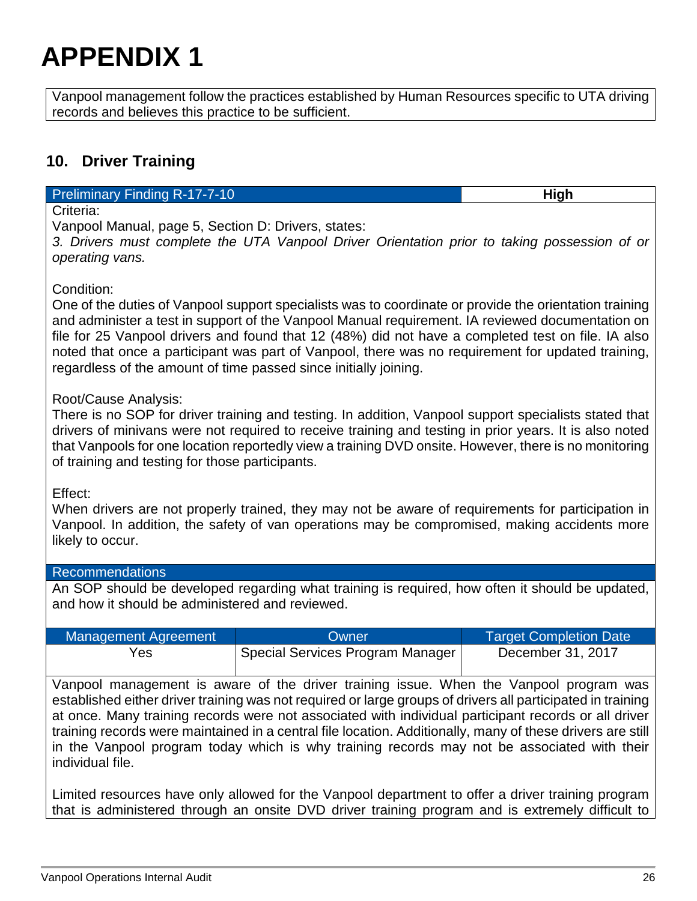# APPENDIX 1

Vanpool management follow the practices established by Human Resources specific to UTA driving records and believes this practice to be sufficient.

## 10. Driver Training

| Preliminary Finding R-17-7-10 | High |
|---|---|

Criteria:

Vanpool Manual, page 5, Section D: Drivers, states:

*3. Drivers must complete the UTA Vanpool Driver Orientation prior to taking possession of or operating vans.*

Condition:

One of the duties of Vanpool support specialists was to coordinate or provide the orientation training and administer a test in support of the Vanpool Manual requirement. IA reviewed documentation on file for 25 Vanpool drivers and found that 12 (48%) did not have a completed test on file. IA also noted that once a participant was part of Vanpool, there was no requirement for updated training, regardless of the amount of time passed since initially joining.

Root/Cause Analysis:

There is no SOP for driver training and testing. In addition, Vanpool support specialists stated that drivers of minivans were not required to receive training and testing in prior years. It is also noted that Vanpools for one location reportedly view a training DVD onsite. However, there is no monitoring of training and testing for those participants.

Effect:

When drivers are not properly trained, they may not be aware of requirements for participation in Vanpool. In addition, the safety of van operations may be compromised, making accidents more likely to occur.

**Recommendations**

An SOP should be developed regarding what training is required, how often it should be updated, and how it should be administered and reviewed.

| Management Agreement | Owner | Target Completion Date |
|---|---|---|
| Yes | Special Services Program Manager | December 31, 2017 |

Vanpool management is aware of the driver training issue. When the Vanpool program was established either driver training was not required or large groups of drivers all participated in training at once. Many training records were not associated with individual participant records or all driver training records were maintained in a central file location. Additionally, many of these drivers are still in the Vanpool program today which is why training records may not be associated with their individual file.

Limited resources have only allowed for the Vanpool department to offer a driver training program that is administered through an onsite DVD driver training program and is extremely difficult to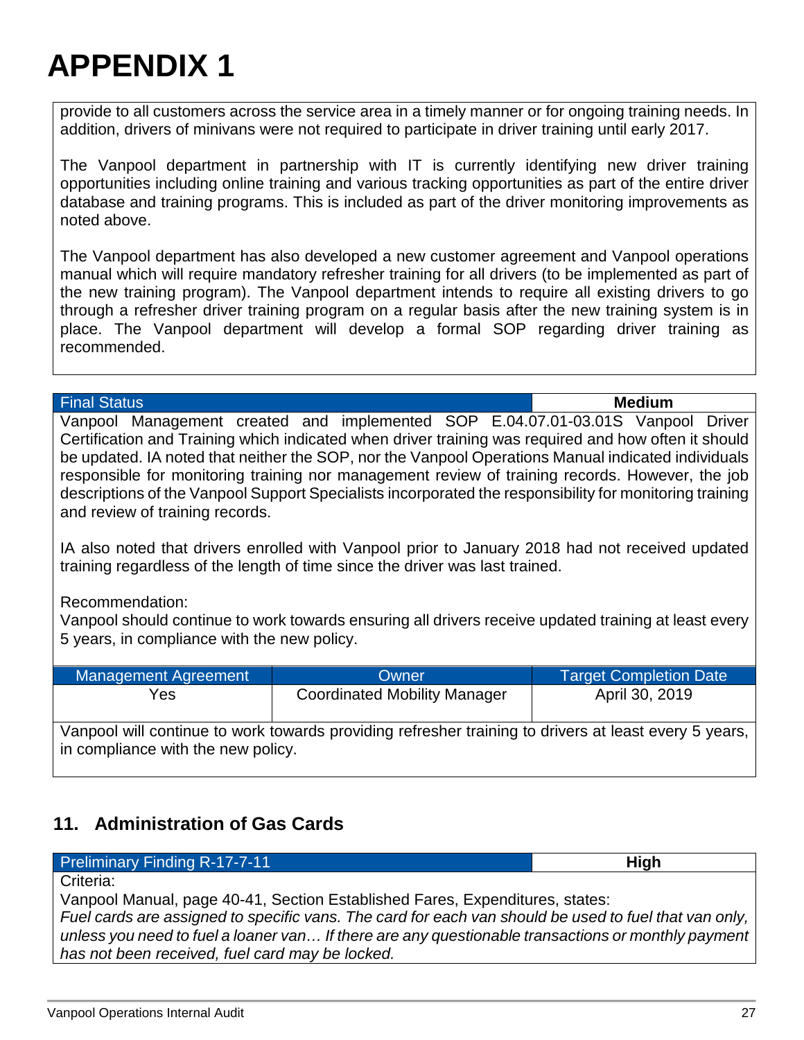# APPENDIX 1

provide to all customers across the service area in a timely manner or for ongoing training needs. In addition, drivers of minivans were not required to participate in driver training until early 2017.

The Vanpool department in partnership with IT is currently identifying new driver training opportunities including online training and various tracking opportunities as part of the entire driver database and training programs. This is included as part of the driver monitoring improvements as noted above.

The Vanpool department has also developed a new customer agreement and Vanpool operations manual which will require mandatory refresher training for all drivers (to be implemented as part of the new training program). The Vanpool department intends to require all existing drivers to go through a refresher driver training program on a regular basis after the new training system is in place. The Vanpool department will develop a formal SOP regarding driver training as recommended.

| Final Status | **Medium** |
|---|---|

Vanpool Management created and implemented SOP E.04.07.01-03.01S Vanpool Driver Certification and Training which indicated when driver training was required and how often it should be updated. IA noted that neither the SOP, nor the Vanpool Operations Manual indicated individuals responsible for monitoring training nor management review of training records. However, the job descriptions of the Vanpool Support Specialists incorporated the responsibility for monitoring training and review of training records.

IA also noted that drivers enrolled with Vanpool prior to January 2018 had not received updated training regardless of the length of time since the driver was last trained.

Recommendation:
Vanpool should continue to work towards ensuring all drivers receive updated training at least every 5 years, in compliance with the new policy.

| Management Agreement | Owner | Target Completion Date |
|---|---|---|
| Yes | Coordinated Mobility Manager | April 30, 2019 |

Vanpool will continue to work towards providing refresher training to drivers at least every 5 years, in compliance with the new policy.

## 11. Administration of Gas Cards

| Preliminary Finding R-17-7-11 | **High** |
|---|---|

Criteria:
Vanpool Manual, page 40-41, Section Established Fares, Expenditures, states:
*Fuel cards are assigned to specific vans. The card for each van should be used to fuel that van only, unless you need to fuel a loaner van… If there are any questionable transactions or monthly payment has not been received, fuel card may be locked.*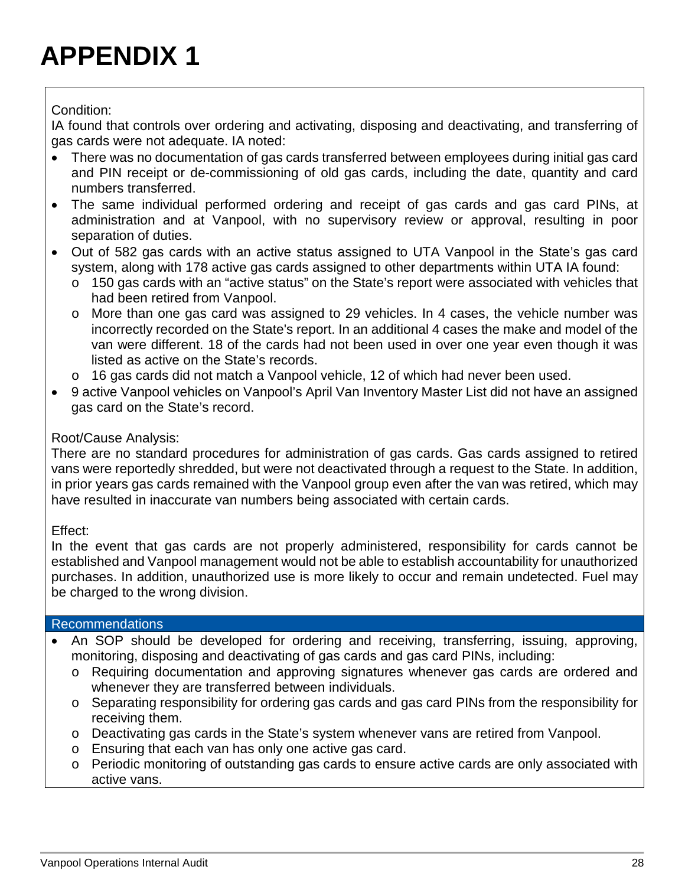# APPENDIX 1

Condition:
IA found that controls over ordering and activating, disposing and deactivating, and transferring of gas cards were not adequate. IA noted:

- There was no documentation of gas cards transferred between employees during initial gas card and PIN receipt or de-commissioning of old gas cards, including the date, quantity and card numbers transferred.
- The same individual performed ordering and receipt of gas cards and gas card PINs, at administration and at Vanpool, with no supervisory review or approval, resulting in poor separation of duties.
- Out of 582 gas cards with an active status assigned to UTA Vanpool in the State's gas card system, along with 178 active gas cards assigned to other departments within UTA IA found:
  - 150 gas cards with an "active status" on the State's report were associated with vehicles that had been retired from Vanpool.
  - More than one gas card was assigned to 29 vehicles. In 4 cases, the vehicle number was incorrectly recorded on the State's report. In an additional 4 cases the make and model of the van were different. 18 of the cards had not been used in over one year even though it was listed as active on the State's records.
  - 16 gas cards did not match a Vanpool vehicle, 12 of which had never been used.
- 9 active Vanpool vehicles on Vanpool's April Van Inventory Master List did not have an assigned gas card on the State's record.

Root/Cause Analysis:
There are no standard procedures for administration of gas cards. Gas cards assigned to retired vans were reportedly shredded, but were not deactivated through a request to the State. In addition, in prior years gas cards remained with the Vanpool group even after the van was retired, which may have resulted in inaccurate van numbers being associated with certain cards.

Effect:
In the event that gas cards are not properly administered, responsibility for cards cannot be established and Vanpool management would not be able to establish accountability for unauthorized purchases. In addition, unauthorized use is more likely to occur and remain undetected. Fuel may be charged to the wrong division.

### Recommendations

- An SOP should be developed for ordering and receiving, transferring, issuing, approving, monitoring, disposing and deactivating of gas cards and gas card PINs, including:
  - Requiring documentation and approving signatures whenever gas cards are ordered and whenever they are transferred between individuals.
  - Separating responsibility for ordering gas cards and gas card PINs from the responsibility for receiving them.
  - Deactivating gas cards in the State's system whenever vans are retired from Vanpool.
  - Ensuring that each van has only one active gas card.
  - Periodic monitoring of outstanding gas cards to ensure active cards are only associated with active vans.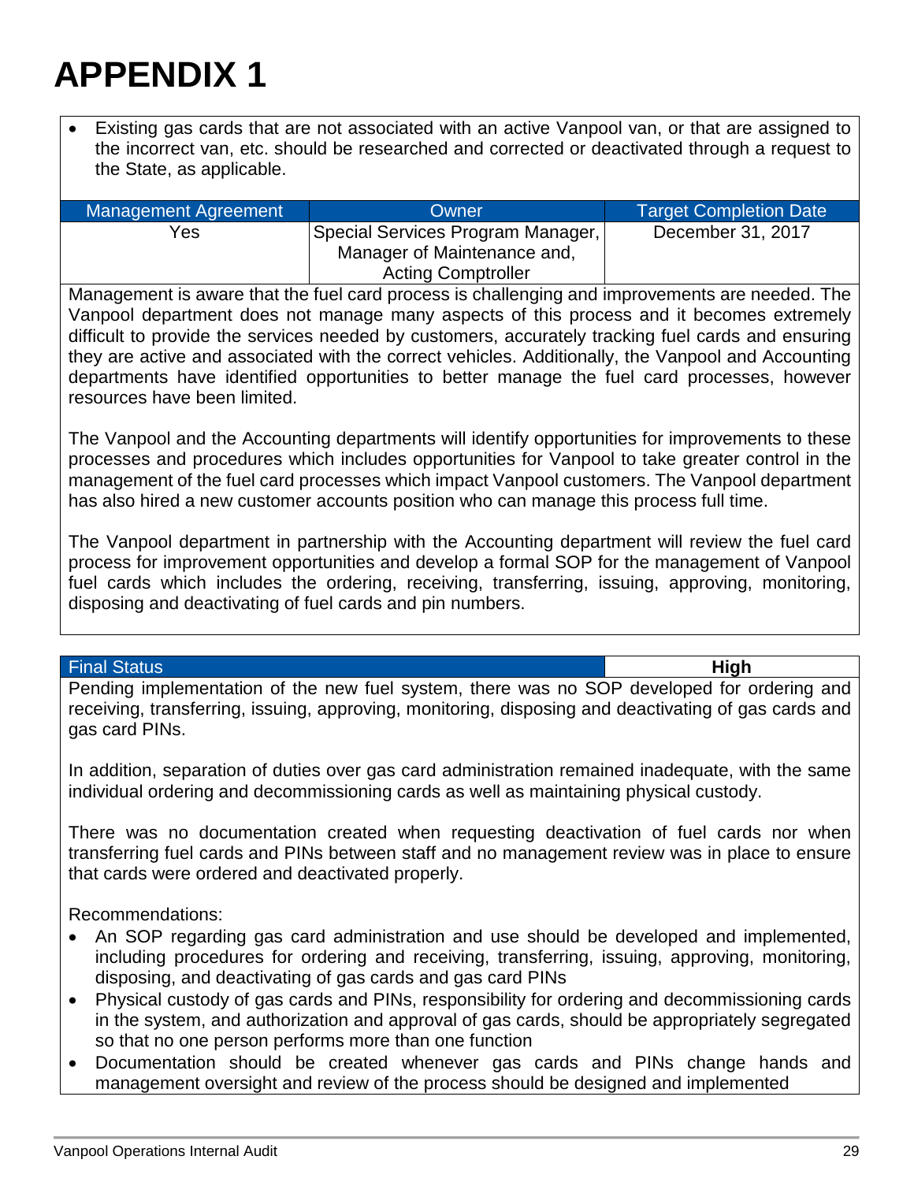# APPENDIX 1

- Existing gas cards that are not associated with an active Vanpool van, or that are assigned to the incorrect van, etc. should be researched and corrected or deactivated through a request to the State, as applicable.

| Management Agreement | Owner | Target Completion Date |
|---|---|---|
| Yes | Special Services Program Manager, Manager of Maintenance and, Acting Comptroller | December 31, 2017 |

Management is aware that the fuel card process is challenging and improvements are needed. The Vanpool department does not manage many aspects of this process and it becomes extremely difficult to provide the services needed by customers, accurately tracking fuel cards and ensuring they are active and associated with the correct vehicles. Additionally, the Vanpool and Accounting departments have identified opportunities to better manage the fuel card processes, however resources have been limited.

The Vanpool and the Accounting departments will identify opportunities for improvements to these processes and procedures which includes opportunities for Vanpool to take greater control in the management of the fuel card processes which impact Vanpool customers. The Vanpool department has also hired a new customer accounts position who can manage this process full time.

The Vanpool department in partnership with the Accounting department will review the fuel card process for improvement opportunities and develop a formal SOP for the management of Vanpool fuel cards which includes the ordering, receiving, transferring, issuing, approving, monitoring, disposing and deactivating of fuel cards and pin numbers.

| Final Status | **High** |
|---|---|

Pending implementation of the new fuel system, there was no SOP developed for ordering and receiving, transferring, issuing, approving, monitoring, disposing and deactivating of gas cards and gas card PINs.

In addition, separation of duties over gas card administration remained inadequate, with the same individual ordering and decommissioning cards as well as maintaining physical custody.

There was no documentation created when requesting deactivation of fuel cards nor when transferring fuel cards and PINs between staff and no management review was in place to ensure that cards were ordered and deactivated properly.

Recommendations:

- An SOP regarding gas card administration and use should be developed and implemented, including procedures for ordering and receiving, transferring, issuing, approving, monitoring, disposing, and deactivating of gas cards and gas card PINs
- Physical custody of gas cards and PINs, responsibility for ordering and decommissioning cards in the system, and authorization and approval of gas cards, should be appropriately segregated so that no one person performs more than one function
- Documentation should be created whenever gas cards and PINs change hands and management oversight and review of the process should be designed and implemented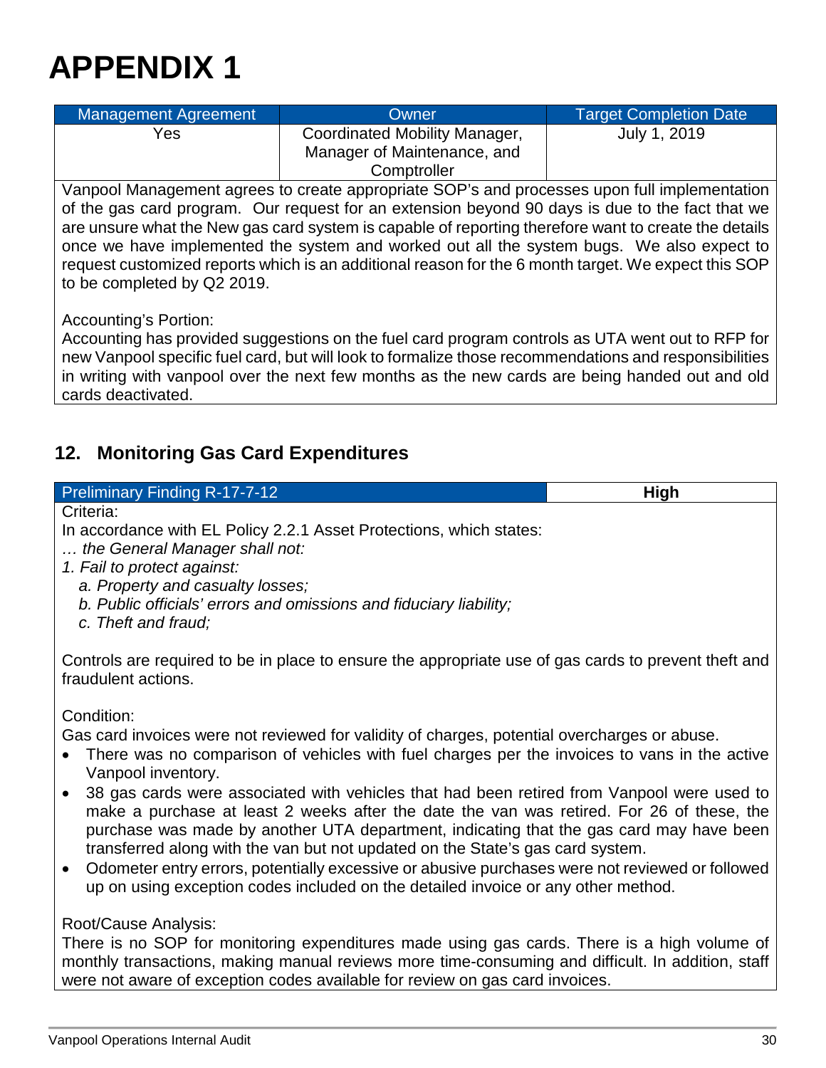# APPENDIX 1

| Management Agreement | Owner | Target Completion Date |
|---|---|---|
| Yes | Coordinated Mobility Manager, Manager of Maintenance, and Comptroller | July 1, 2019 |

Vanpool Management agrees to create appropriate SOP's and processes upon full implementation of the gas card program. Our request for an extension beyond 90 days is due to the fact that we are unsure what the New gas card system is capable of reporting therefore want to create the details once we have implemented the system and worked out all the system bugs. We also expect to request customized reports which is an additional reason for the 6 month target. We expect this SOP to be completed by Q2 2019.

Accounting's Portion:
Accounting has provided suggestions on the fuel card program controls as UTA went out to RFP for new Vanpool specific fuel card, but will look to formalize those recommendations and responsibilities in writing with vanpool over the next few months as the new cards are being handed out and old cards deactivated.

## 12. Monitoring Gas Card Expenditures

| Preliminary Finding R-17-7-12 | High |
|---|---|

Criteria:
In accordance with EL Policy 2.2.1 Asset Protections, which states:
*… the General Manager shall not:*
*1. Fail to protect against:*
*a. Property and casualty losses;*
*b. Public officials' errors and omissions and fiduciary liability;*
*c. Theft and fraud;*

Controls are required to be in place to ensure the appropriate use of gas cards to prevent theft and fraudulent actions.

Condition:
Gas card invoices were not reviewed for validity of charges, potential overcharges or abuse.

- There was no comparison of vehicles with fuel charges per the invoices to vans in the active Vanpool inventory.
- 38 gas cards were associated with vehicles that had been retired from Vanpool were used to make a purchase at least 2 weeks after the date the van was retired. For 26 of these, the purchase was made by another UTA department, indicating that the gas card may have been transferred along with the van but not updated on the State's gas card system.
- Odometer entry errors, potentially excessive or abusive purchases were not reviewed or followed up on using exception codes included on the detailed invoice or any other method.

Root/Cause Analysis:
There is no SOP for monitoring expenditures made using gas cards. There is a high volume of monthly transactions, making manual reviews more time-consuming and difficult. In addition, staff were not aware of exception codes available for review on gas card invoices.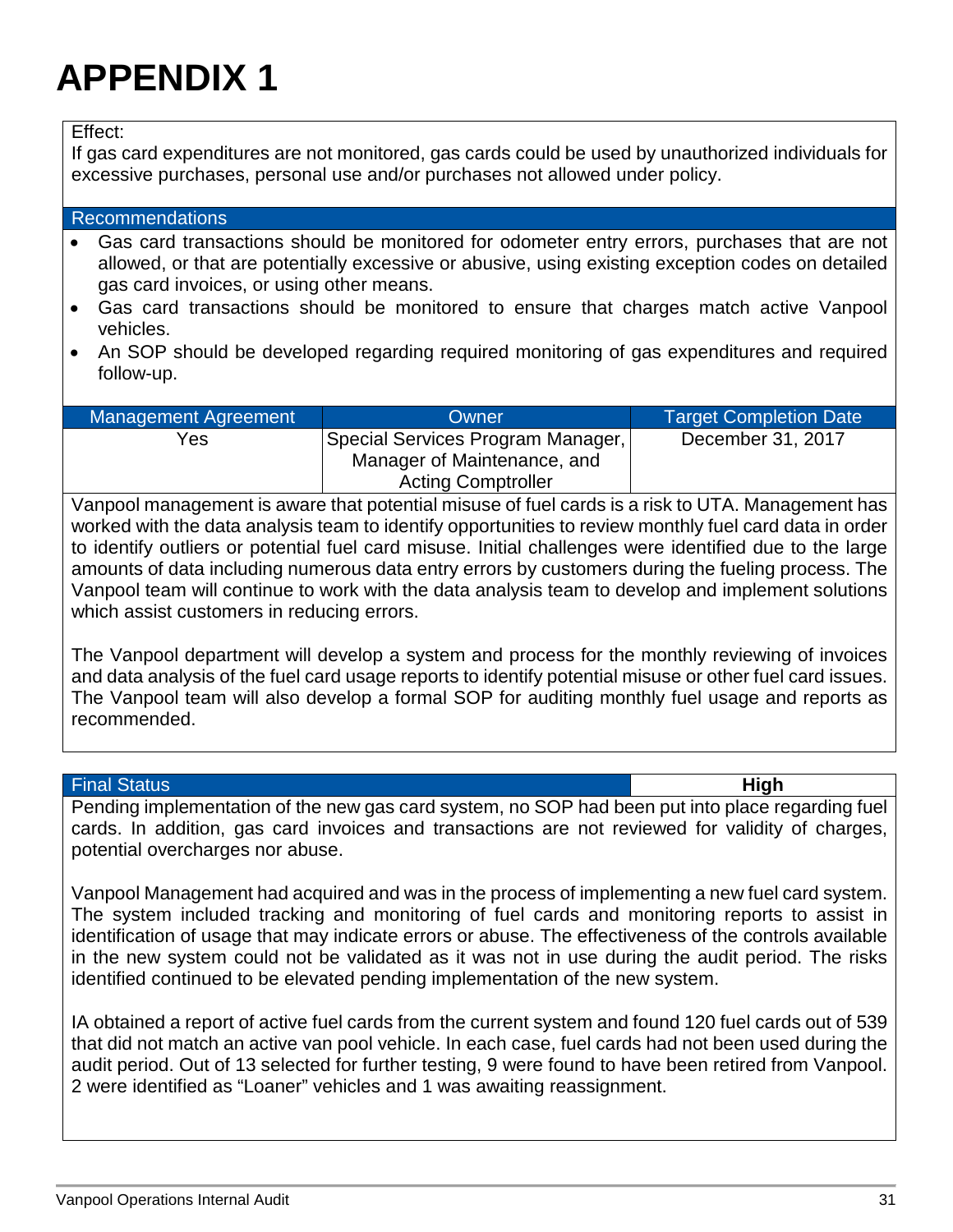# APPENDIX 1

Effect:
If gas card expenditures are not monitored, gas cards could be used by unauthorized individuals for excessive purchases, personal use and/or purchases not allowed under policy.

**Recommendations**

- Gas card transactions should be monitored for odometer entry errors, purchases that are not allowed, or that are potentially excessive or abusive, using existing exception codes on detailed gas card invoices, or using other means.
- Gas card transactions should be monitored to ensure that charges match active Vanpool vehicles.
- An SOP should be developed regarding required monitoring of gas expenditures and required follow-up.

| Management Agreement | Owner | Target Completion Date |
|---|---|---|
| Yes | Special Services Program Manager, Manager of Maintenance, and Acting Comptroller | December 31, 2017 |

Vanpool management is aware that potential misuse of fuel cards is a risk to UTA. Management has worked with the data analysis team to identify opportunities to review monthly fuel card data in order to identify outliers or potential fuel card misuse. Initial challenges were identified due to the large amounts of data including numerous data entry errors by customers during the fueling process. The Vanpool team will continue to work with the data analysis team to develop and implement solutions which assist customers in reducing errors.

The Vanpool department will develop a system and process for the monthly reviewing of invoices and data analysis of the fuel card usage reports to identify potential misuse or other fuel card issues. The Vanpool team will also develop a formal SOP for auditing monthly fuel usage and reports as recommended.

| Final Status | **High** |
|---|---|

Pending implementation of the new gas card system, no SOP had been put into place regarding fuel cards. In addition, gas card invoices and transactions are not reviewed for validity of charges, potential overcharges nor abuse.

Vanpool Management had acquired and was in the process of implementing a new fuel card system. The system included tracking and monitoring of fuel cards and monitoring reports to assist in identification of usage that may indicate errors or abuse. The effectiveness of the controls available in the new system could not be validated as it was not in use during the audit period. The risks identified continued to be elevated pending implementation of the new system.

IA obtained a report of active fuel cards from the current system and found 120 fuel cards out of 539 that did not match an active van pool vehicle. In each case, fuel cards had not been used during the audit period. Out of 13 selected for further testing, 9 were found to have been retired from Vanpool. 2 were identified as "Loaner" vehicles and 1 was awaiting reassignment.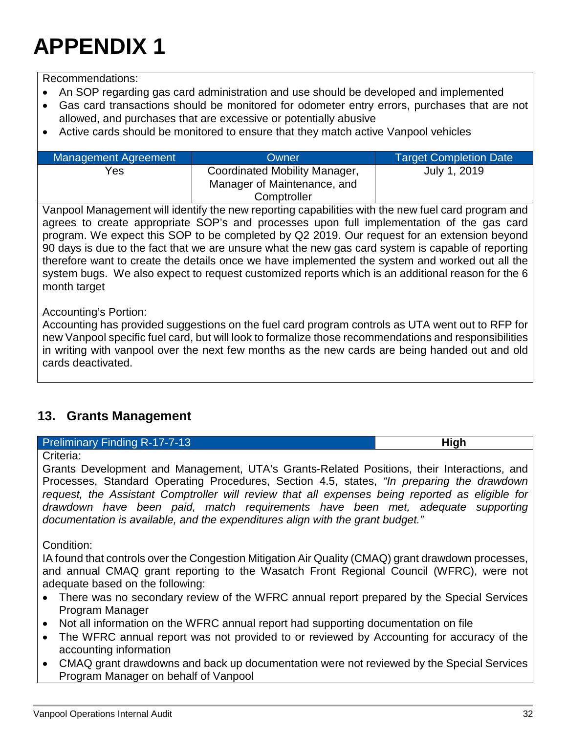# APPENDIX 1

Recommendations:

- An SOP regarding gas card administration and use should be developed and implemented
- Gas card transactions should be monitored for odometer entry errors, purchases that are not allowed, and purchases that are excessive or potentially abusive
- Active cards should be monitored to ensure that they match active Vanpool vehicles

| Management Agreement | Owner | Target Completion Date |
|---|---|---|
| Yes | Coordinated Mobility Manager, Manager of Maintenance, and Comptroller | July 1, 2019 |

Vanpool Management will identify the new reporting capabilities with the new fuel card program and agrees to create appropriate SOP's and processes upon full implementation of the gas card program. We expect this SOP to be completed by Q2 2019. Our request for an extension beyond 90 days is due to the fact that we are unsure what the new gas card system is capable of reporting therefore want to create the details once we have implemented the system and worked out all the system bugs. We also expect to request customized reports which is an additional reason for the 6 month target

Accounting's Portion:
Accounting has provided suggestions on the fuel card program controls as UTA went out to RFP for new Vanpool specific fuel card, but will look to formalize those recommendations and responsibilities in writing with vanpool over the next few months as the new cards are being handed out and old cards deactivated.

## 13. Grants Management

| Preliminary Finding R-17-7-13 | **High** |
|---|---|

Criteria:
Grants Development and Management, UTA's Grants-Related Positions, their Interactions, and Processes, Standard Operating Procedures, Section 4.5, states, *"In preparing the drawdown request, the Assistant Comptroller will review that all expenses being reported as eligible for drawdown have been paid, match requirements have been met, adequate supporting documentation is available, and the expenditures align with the grant budget."*

Condition:
IA found that controls over the Congestion Mitigation Air Quality (CMAQ) grant drawdown processes, and annual CMAQ grant reporting to the Wasatch Front Regional Council (WFRC), were not adequate based on the following:

- There was no secondary review of the WFRC annual report prepared by the Special Services Program Manager
- Not all information on the WFRC annual report had supporting documentation on file
- The WFRC annual report was not provided to or reviewed by Accounting for accuracy of the accounting information
- CMAQ grant drawdowns and back up documentation were not reviewed by the Special Services Program Manager on behalf of Vanpool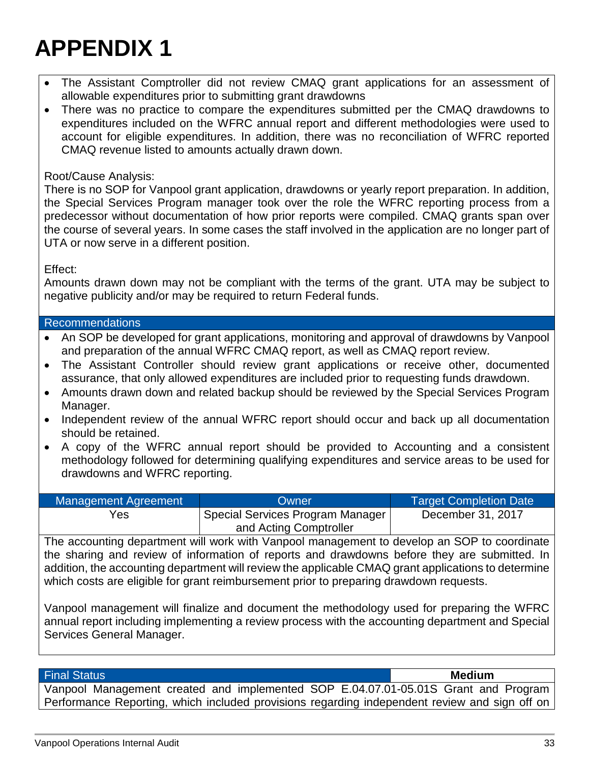# APPENDIX 1

- The Assistant Comptroller did not review CMAQ grant applications for an assessment of allowable expenditures prior to submitting grant drawdowns
- There was no practice to compare the expenditures submitted per the CMAQ drawdowns to expenditures included on the WFRC annual report and different methodologies were used to account for eligible expenditures. In addition, there was no reconciliation of WFRC reported CMAQ revenue listed to amounts actually drawn down.

Root/Cause Analysis:
There is no SOP for Vanpool grant application, drawdowns or yearly report preparation. In addition, the Special Services Program manager took over the role the WFRC reporting process from a predecessor without documentation of how prior reports were compiled. CMAQ grants span over the course of several years. In some cases the staff involved in the application are no longer part of UTA or now serve in a different position.

Effect:
Amounts drawn down may not be compliant with the terms of the grant. UTA may be subject to negative publicity and/or may be required to return Federal funds.

**Recommendations**

- An SOP be developed for grant applications, monitoring and approval of drawdowns by Vanpool and preparation of the annual WFRC CMAQ report, as well as CMAQ report review.
- The Assistant Controller should review grant applications or receive other, documented assurance, that only allowed expenditures are included prior to requesting funds drawdown.
- Amounts drawn down and related backup should be reviewed by the Special Services Program Manager.
- Independent review of the annual WFRC report should occur and back up all documentation should be retained.
- A copy of the WFRC annual report should be provided to Accounting and a consistent methodology followed for determining qualifying expenditures and service areas to be used for drawdowns and WFRC reporting.

| Management Agreement | Owner | Target Completion Date |
|---|---|---|
| Yes | Special Services Program Manager and Acting Comptroller | December 31, 2017 |

The accounting department will work with Vanpool management to develop an SOP to coordinate the sharing and review of information of reports and drawdowns before they are submitted. In addition, the accounting department will review the applicable CMAQ grant applications to determine which costs are eligible for grant reimbursement prior to preparing drawdown requests.

Vanpool management will finalize and document the methodology used for preparing the WFRC annual report including implementing a review process with the accounting department and Special Services General Manager.

| Final Status | Medium |
|---|---|

Vanpool Management created and implemented SOP E.04.07.01-05.01S Grant and Program Performance Reporting, which included provisions regarding independent review and sign off on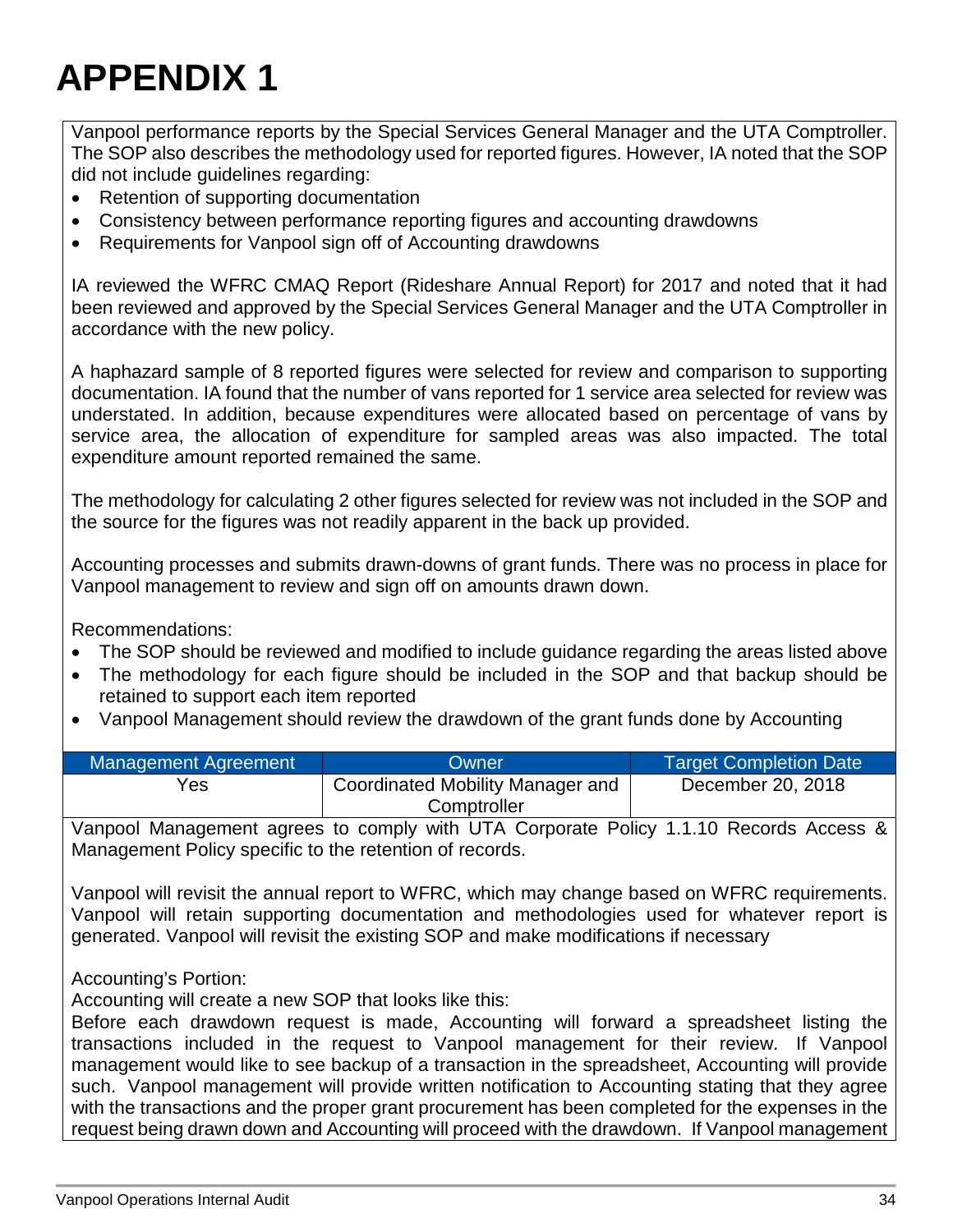# APPENDIX 1

Vanpool performance reports by the Special Services General Manager and the UTA Comptroller. The SOP also describes the methodology used for reported figures. However, IA noted that the SOP did not include guidelines regarding:

- Retention of supporting documentation
- Consistency between performance reporting figures and accounting drawdowns
- Requirements for Vanpool sign off of Accounting drawdowns

IA reviewed the WFRC CMAQ Report (Rideshare Annual Report) for 2017 and noted that it had been reviewed and approved by the Special Services General Manager and the UTA Comptroller in accordance with the new policy.

A haphazard sample of 8 reported figures were selected for review and comparison to supporting documentation. IA found that the number of vans reported for 1 service area selected for review was understated. In addition, because expenditures were allocated based on percentage of vans by service area, the allocation of expenditure for sampled areas was also impacted. The total expenditure amount reported remained the same.

The methodology for calculating 2 other figures selected for review was not included in the SOP and the source for the figures was not readily apparent in the back up provided.

Accounting processes and submits drawn-downs of grant funds. There was no process in place for Vanpool management to review and sign off on amounts drawn down.

Recommendations:

- The SOP should be reviewed and modified to include guidance regarding the areas listed above
- The methodology for each figure should be included in the SOP and that backup should be retained to support each item reported
- Vanpool Management should review the drawdown of the grant funds done by Accounting

| Management Agreement | Owner | Target Completion Date |
|---|---|---|
| Yes | Coordinated Mobility Manager and Comptroller | December 20, 2018 |

Vanpool Management agrees to comply with UTA Corporate Policy 1.1.10 Records Access & Management Policy specific to the retention of records.

Vanpool will revisit the annual report to WFRC, which may change based on WFRC requirements. Vanpool will retain supporting documentation and methodologies used for whatever report is generated. Vanpool will revisit the existing SOP and make modifications if necessary

Accounting's Portion:
Accounting will create a new SOP that looks like this:
Before each drawdown request is made, Accounting will forward a spreadsheet listing the transactions included in the request to Vanpool management for their review. If Vanpool management would like to see backup of a transaction in the spreadsheet, Accounting will provide such. Vanpool management will provide written notification to Accounting stating that they agree with the transactions and the proper grant procurement has been completed for the expenses in the request being drawn down and Accounting will proceed with the drawdown. If Vanpool management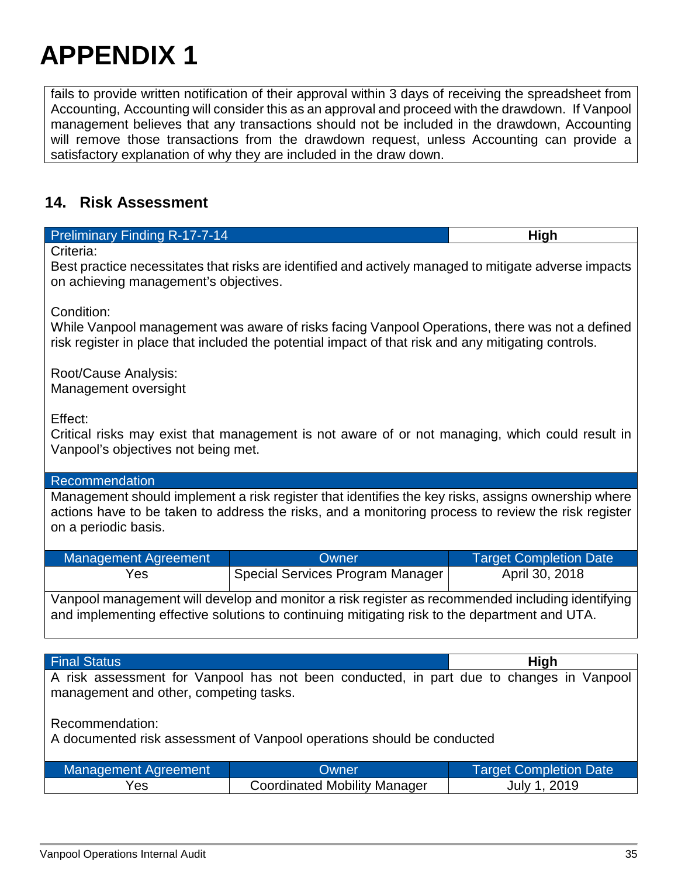# APPENDIX 1

fails to provide written notification of their approval within 3 days of receiving the spreadsheet from Accounting, Accounting will consider this as an approval and proceed with the drawdown. If Vanpool management believes that any transactions should not be included in the drawdown, Accounting will remove those transactions from the drawdown request, unless Accounting can provide a satisfactory explanation of why they are included in the draw down.

## 14. Risk Assessment

| Preliminary Finding R-17-7-14 | **High** |
|---|---|

Criteria:
Best practice necessitates that risks are identified and actively managed to mitigate adverse impacts on achieving management's objectives.

Condition:
While Vanpool management was aware of risks facing Vanpool Operations, there was not a defined risk register in place that included the potential impact of that risk and any mitigating controls.

Root/Cause Analysis:
Management oversight

Effect:
Critical risks may exist that management is not aware of or not managing, which could result in Vanpool's objectives not being met.

**Recommendation**

Management should implement a risk register that identifies the key risks, assigns ownership where actions have to be taken to address the risks, and a monitoring process to review the risk register on a periodic basis.

| Management Agreement | Owner | Target Completion Date |
|---|---|---|
| Yes | Special Services Program Manager | April 30, 2018 |

Vanpool management will develop and monitor a risk register as recommended including identifying and implementing effective solutions to continuing mitigating risk to the department and UTA.

| Final Status | **High** |
|---|---|

A risk assessment for Vanpool has not been conducted, in part due to changes in Vanpool management and other, competing tasks.

Recommendation:
A documented risk assessment of Vanpool operations should be conducted

| Management Agreement | Owner | Target Completion Date |
|---|---|---|
| Yes | Coordinated Mobility Manager | July 1, 2019 |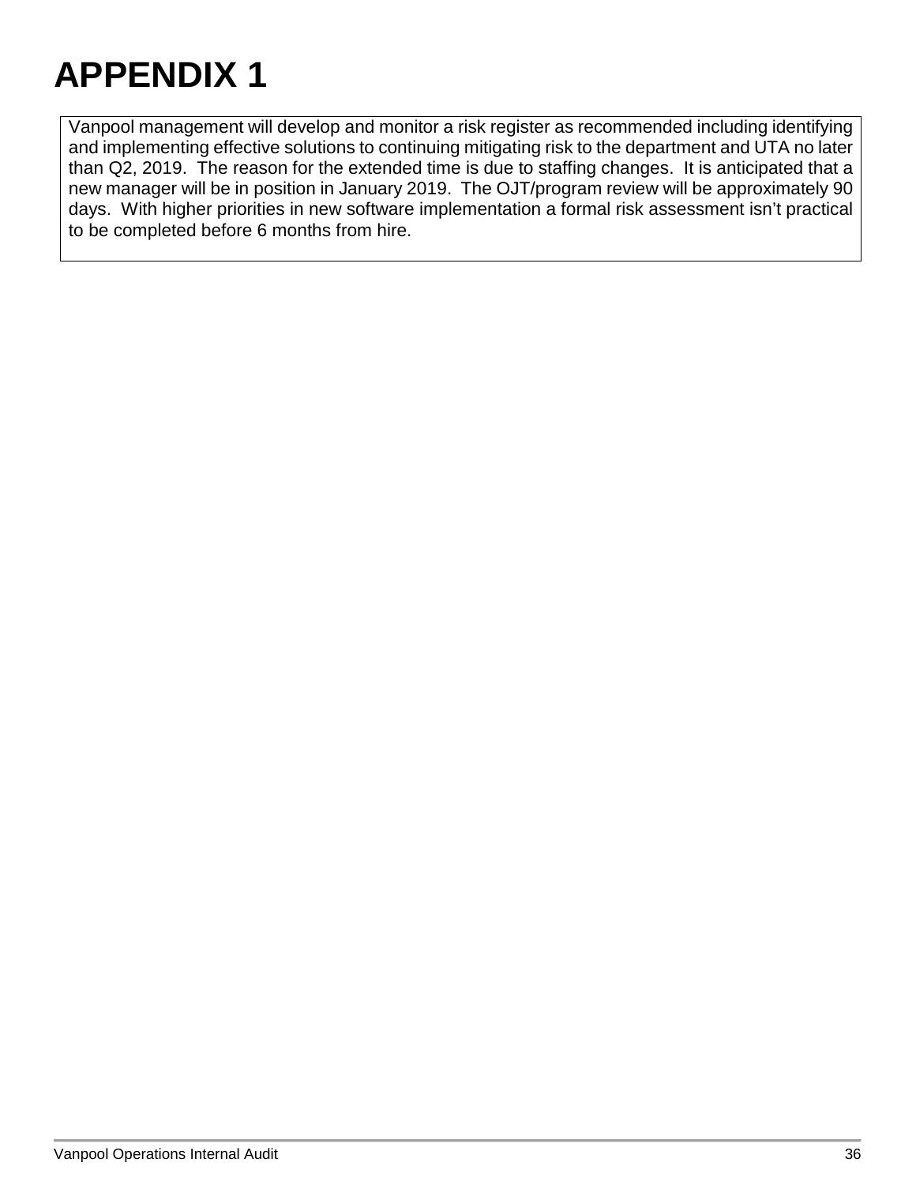# APPENDIX 1

Vanpool management will develop and monitor a risk register as recommended including identifying and implementing effective solutions to continuing mitigating risk to the department and UTA no later than Q2, 2019. The reason for the extended time is due to staffing changes. It is anticipated that a new manager will be in position in January 2019. The OJT/program review will be approximately 90 days. With higher priorities in new software implementation a formal risk assessment isn't practical to be completed before 6 months from hire.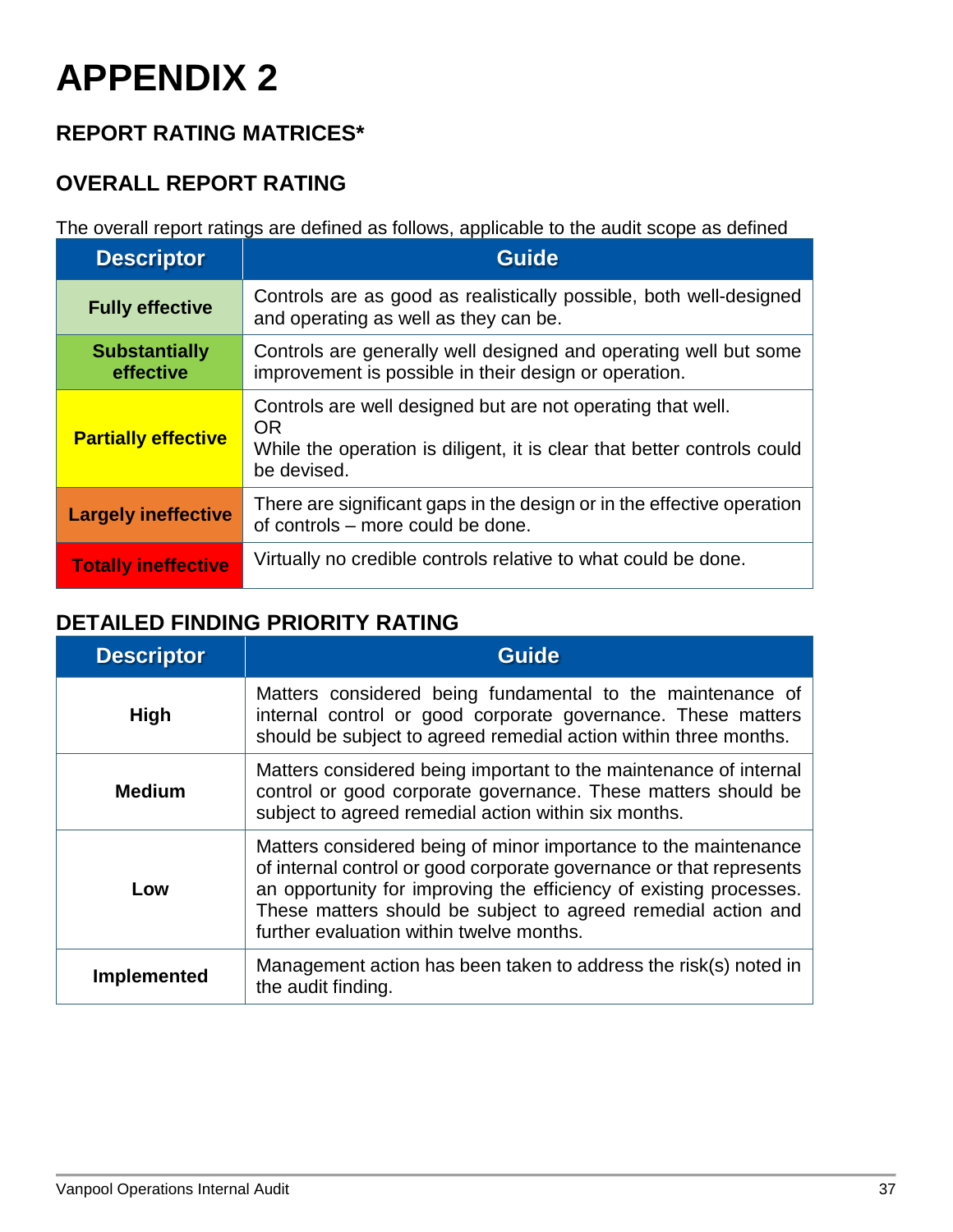# APPENDIX 2

### REPORT RATING MATRICES*

### OVERALL REPORT RATING

The overall report ratings are defined as follows, applicable to the audit scope as defined

| Descriptor | Guide |
|---|---|
| **Fully effective** | Controls are as good as realistically possible, both well-designed and operating as well as they can be. |
| **Substantially effective** | Controls are generally well designed and operating well but some improvement is possible in their design or operation. |
| **Partially effective** | Controls are well designed but are not operating that well.<br>OR<br>While the operation is diligent, it is clear that better controls could be devised. |
| **Largely ineffective** | There are significant gaps in the design or in the effective operation of controls – more could be done. |
| **Totally ineffective** | Virtually no credible controls relative to what could be done. |

### DETAILED FINDING PRIORITY RATING

| Descriptor | Guide |
|---|---|
| **High** | Matters considered being fundamental to the maintenance of internal control or good corporate governance. These matters should be subject to agreed remedial action within three months. |
| **Medium** | Matters considered being important to the maintenance of internal control or good corporate governance. These matters should be subject to agreed remedial action within six months. |
| **Low** | Matters considered being of minor importance to the maintenance of internal control or good corporate governance or that represents an opportunity for improving the efficiency of existing processes. These matters should be subject to agreed remedial action and further evaluation within twelve months. |
| **Implemented** | Management action has been taken to address the risk(s) noted in the audit finding. |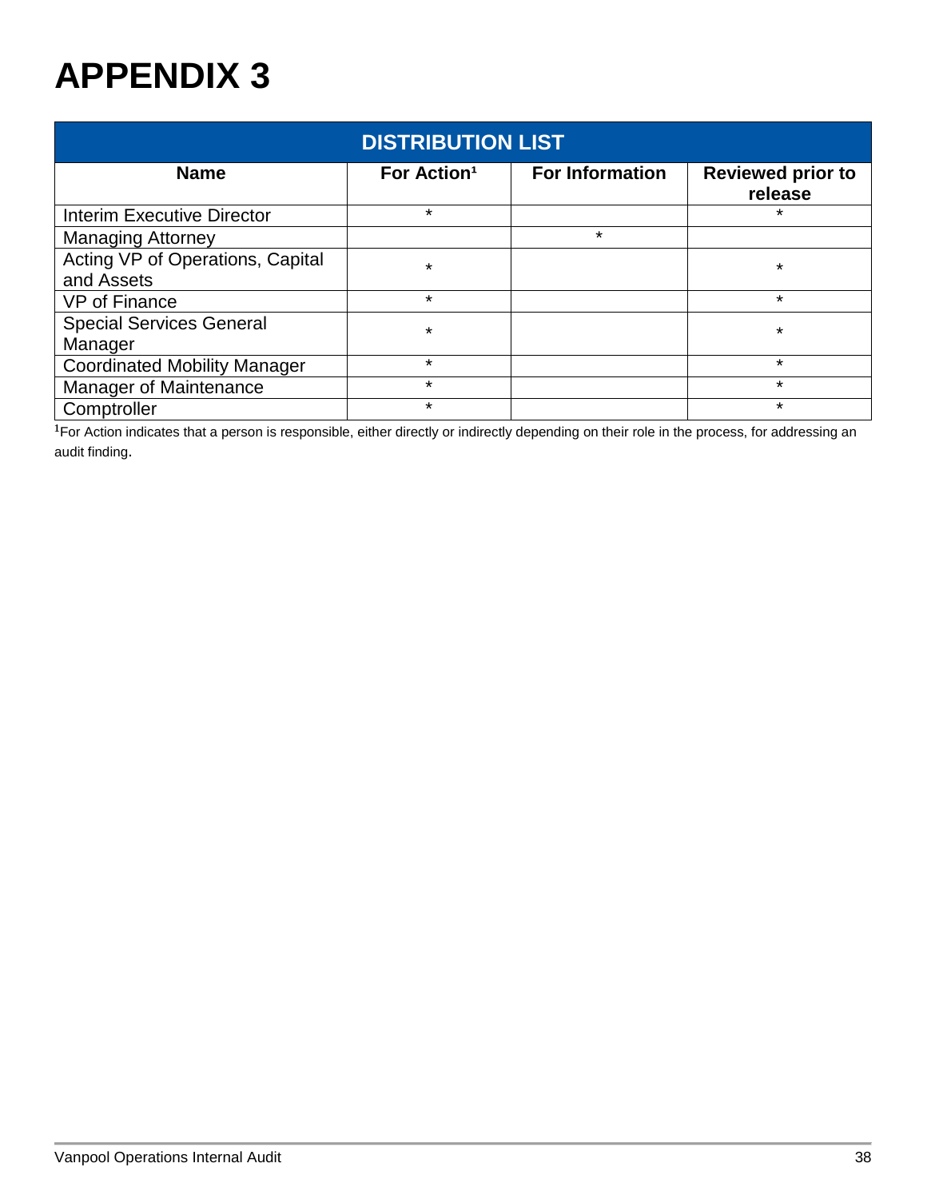# APPENDIX 3

| DISTRIBUTION LIST | | | |
|---|---|---|---|
| **Name** | **For Action**[1] | **For Information** | **Reviewed prior to release** |
| Interim Executive Director | * | | * |
| Managing Attorney | | * | |
| Acting VP of Operations, Capital and Assets | * | | * |
| VP of Finance | * | | * |
| Special Services General Manager | * | | * |
| Coordinated Mobility Manager | * | | * |
| Manager of Maintenance | * | | * |
| Comptroller | * | | * |

[1]For Action indicates that a person is responsible, either directly or indirectly depending on their role in the process, for addressing an audit finding.